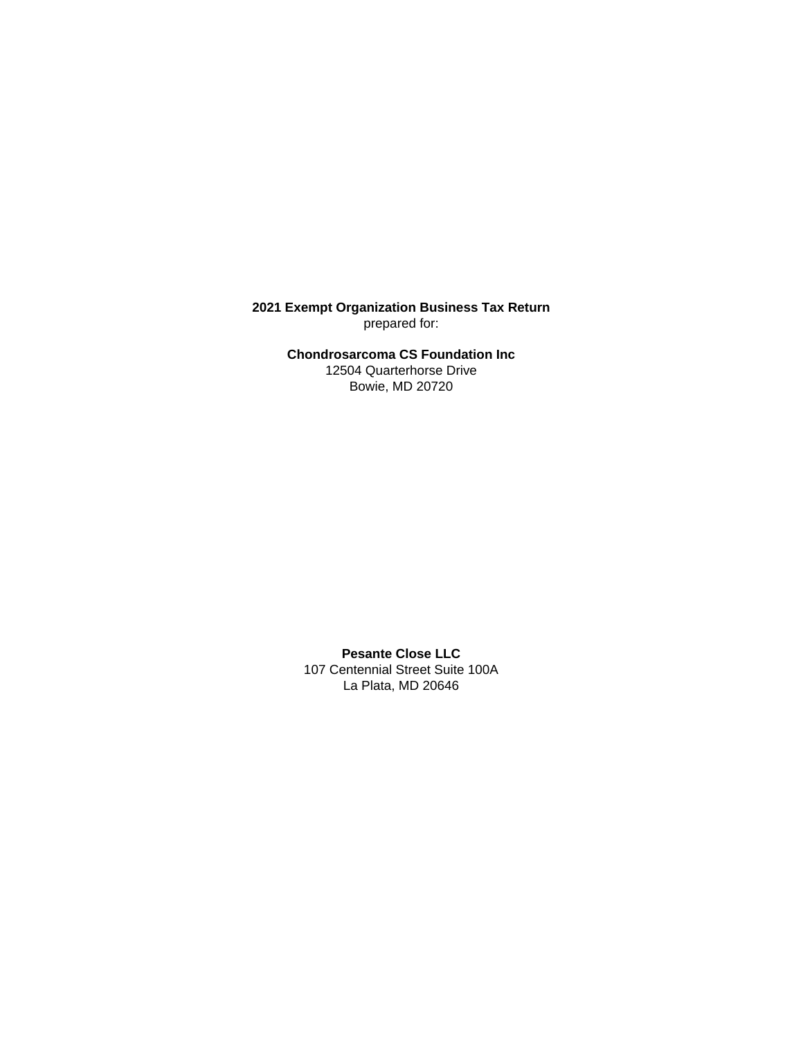**2021 Exempt Organization Business Tax Return**
prepared for:

**Chondrosarcoma CS Foundation Inc**
12504 Quarterhorse Drive
Bowie, MD 20720

**Pesante Close LLC**
107 Centennial Street Suite 100A
La Plata, MD 20646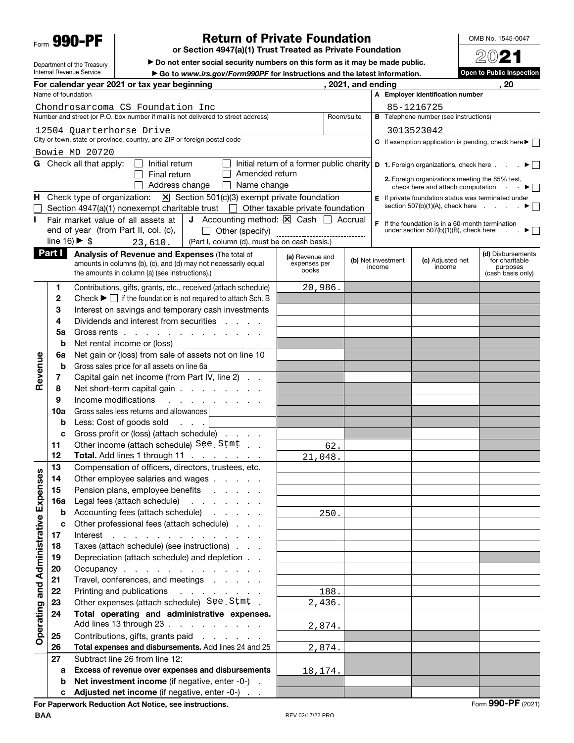Form **990-PF**

Department of the Treasury
Internal Revenue Service

# Return of Private Foundation

**or Section 4947(a)(1) Trust Treated as Private Foundation**

▶ Do not enter social security numbers on this form as it may be made public.

▶ Go to *www.irs.gov/Form990PF* for instructions and the latest information.

OMB No. 1545-0047

**2021**

**Open to Public Inspection**

**For calendar year 2021 or tax year beginning , 2021, and ending , 20**

Name of foundation: Chondrosarcoma CS Foundation Inc

**A** Employer identification number: 85-1216725

Number and street (or P.O. box number if mail is not delivered to street address): 12504 Quarterhorse Drive

Room/suite:

**B** Telephone number (see instructions): 3013523042

City or town, state or province, country, and ZIP or foreign postal code: Bowie MD 20720

**C** If exemption application is pending, check here ▶ ☐

**G** Check all that apply: ☐ Initial return ☐ Initial return of a former public charity ☐ Final return ☐ Amended return ☐ Address change ☐ Name change

**D** 1. Foreign organizations, check here ▶ ☐

2. Foreign organizations meeting the 85% test, check here and attach computation ▶ ☐

**H** Check type of organization: ☒ Section 501(c)(3) exempt private foundation ☐ Section 4947(a)(1) nonexempt charitable trust ☐ Other taxable private foundation

**E** If private foundation status was terminated under section 507(b)(1)(A), check here ▶ ☐

**I** Fair market value of all assets at end of year (from Part II, col. (c), line 16) ▶ $ 23,610.

**J** Accounting method: ☒ Cash ☐ Accrual ☐ Other (specify) (Part I, column (d), must be on cash basis.)

**F** If the foundation is in a 60-month termination under section 507(b)(1)(B), check here ▶ ☐

| | **Part I** | **Analysis of Revenue and Expenses** (The total of amounts in columns (b), (c), and (d) may not necessarily equal the amounts in column (a) (see instructions).) | **(a)** Revenue and expenses per books | **(b)** Net investment income | **(c)** Adjusted net income | **(d)** Disbursements for charitable purposes (cash basis only) |
|---|---|---|---|---|---|---|
| **Revenue** | 1 | Contributions, gifts, grants, etc., received (attach schedule) | 20,986. | | | |
| | 2 | Check ▶ ☐ if the foundation is not required to attach Sch. B | | | | |
| | 3 | Interest on savings and temporary cash investments | | | | |
| | 4 | Dividends and interest from securities | | | | |
| | 5a | Gross rents | | | | |
| | b | Net rental income or (loss) | | | | |
| | 6a | Net gain or (loss) from sale of assets not on line 10 | | | | |
| | b | Gross sales price for all assets on line 6a | | | | |
| | 7 | Capital gain net income (from Part IV, line 2) | | | | |
| | 8 | Net short-term capital gain | | | | |
| | 9 | Income modifications | | | | |
| | 10a | Gross sales less returns and allowances | | | | |
| | b | Less: Cost of goods sold | | | | |
| | c | Gross profit or (loss) (attach schedule) | | | | |
| | 11 | Other income (attach schedule) See Stmt | 62. | | | |
| | 12 | **Total.** Add lines 1 through 11 | 21,048. | | | |
| **Operating and Administrative Expenses** | 13 | Compensation of officers, directors, trustees, etc. | | | | |
| | 14 | Other employee salaries and wages | | | | |
| | 15 | Pension plans, employee benefits | | | | |
| | 16a | Legal fees (attach schedule) | | | | |
| | b | Accounting fees (attach schedule) | 250. | | | |
| | c | Other professional fees (attach schedule) | | | | |
| | 17 | Interest | | | | |
| | 18 | Taxes (attach schedule) (see instructions) | | | | |
| | 19 | Depreciation (attach schedule) and depletion | | | | |
| | 20 | Occupancy | | | | |
| | 21 | Travel, conferences, and meetings | | | | |
| | 22 | Printing and publications | 188. | | | |
| | 23 | Other expenses (attach schedule) See Stmt | 2,436. | | | |
| | 24 | **Total operating and administrative expenses.** Add lines 13 through 23 | 2,874. | | | |
| | 25 | Contributions, gifts, grants paid | | | | |
| | 26 | **Total expenses and disbursements.** Add lines 24 and 25 | 2,874. | | | |
| | 27 | Subtract line 26 from line 12: | | | | |
| | a | **Excess of revenue over expenses and disbursements** | 18,174. | | | |
| | b | **Net investment income** (if negative, enter -0-) | | | | |
| | c | **Adjusted net income** (if negative, enter -0-) | | | | |

**For Paperwork Reduction Act Notice, see instructions.**

BAA REV 02/17/22 PRO Form **990-PF** (2021)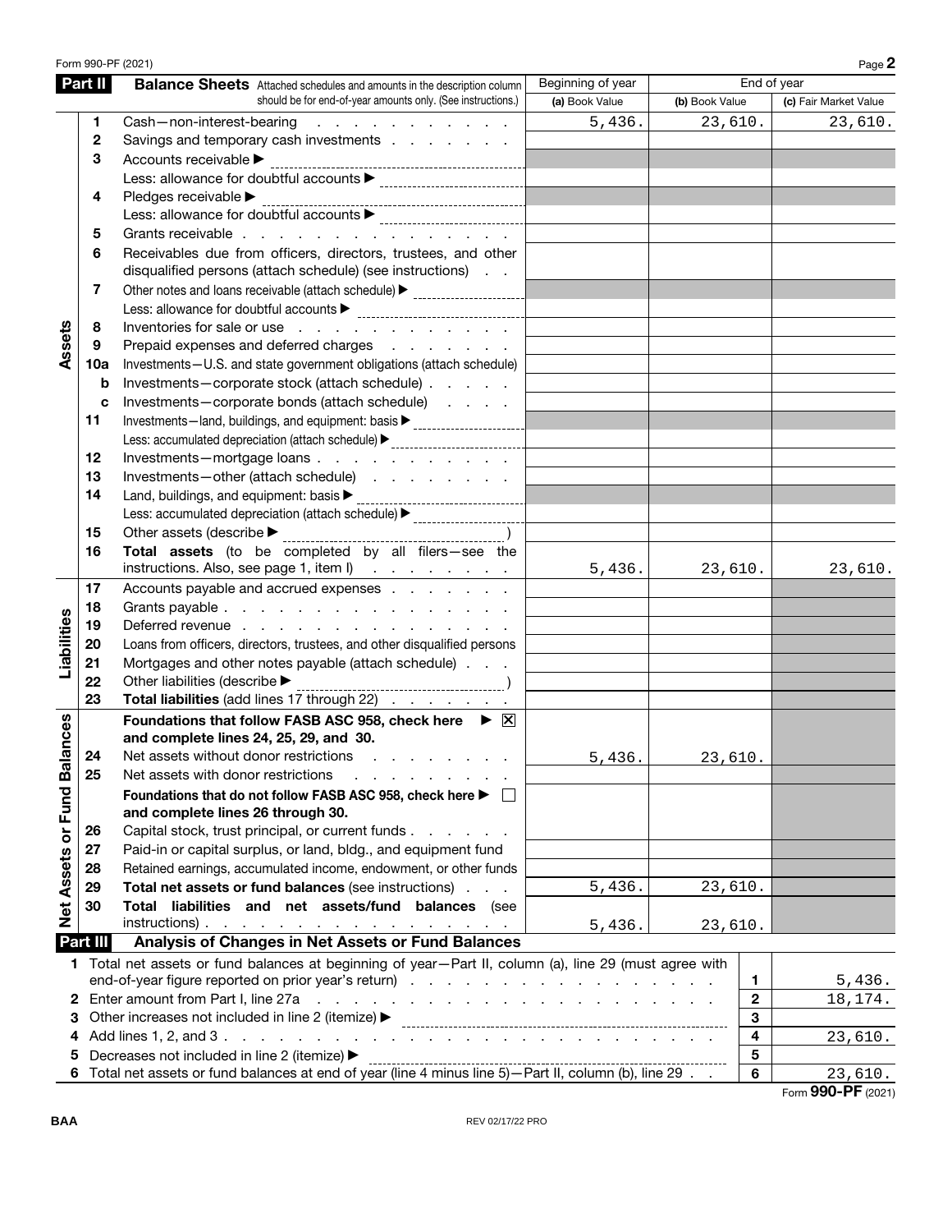Form 990-PF (2021)

## Part II Balance Sheets

Attached schedules and amounts in the description column should be for end-of-year amounts only. (See instructions.)

| | | | Beginning of year | End of year | |
|---|---|---|---|---|---|
| | | | (a) Book Value | (b) Book Value | (c) Fair Market Value |
| Assets | 1 | Cash—non-interest-bearing | 5,436. | 23,610. | 23,610. |
| | 2 | Savings and temporary cash investments | | | |
| | 3 | Accounts receivable ▶ | | | |
| | | Less: allowance for doubtful accounts ▶ | | | |
| | 4 | Pledges receivable ▶ | | | |
| | | Less: allowance for doubtful accounts ▶ | | | |
| | 5 | Grants receivable | | | |
| | 6 | Receivables due from officers, directors, trustees, and other disqualified persons (attach schedule) (see instructions) | | | |
| | 7 | Other notes and loans receivable (attach schedule) ▶ | | | |
| | | Less: allowance for doubtful accounts ▶ | | | |
| | 8 | Inventories for sale or use | | | |
| | 9 | Prepaid expenses and deferred charges | | | |
| | 10a | Investments—U.S. and state government obligations (attach schedule) | | | |
| | b | Investments—corporate stock (attach schedule) | | | |
| | c | Investments—corporate bonds (attach schedule) | | | |
| | 11 | Investments—land, buildings, and equipment: basis ▶ | | | |
| | | Less: accumulated depreciation (attach schedule) ▶ | | | |
| | 12 | Investments—mortgage loans | | | |
| | 13 | Investments—other (attach schedule) | | | |
| | 14 | Land, buildings, and equipment: basis ▶ | | | |
| | | Less: accumulated depreciation (attach schedule) ▶ | | | |
| | 15 | Other assets (describe ▶ ) | | | |
| | 16 | **Total assets** (to be completed by all filers—see the instructions. Also, see page 1, item I) | 5,436. | 23,610. | 23,610. |
| Liabilities | 17 | Accounts payable and accrued expenses | | | |
| | 18 | Grants payable | | | |
| | 19 | Deferred revenue | | | |
| | 20 | Loans from officers, directors, trustees, and other disqualified persons | | | |
| | 21 | Mortgages and other notes payable (attach schedule) | | | |
| | 22 | Other liabilities (describe ▶ ) | | | |
| | 23 | **Total liabilities** (add lines 17 through 22) | | | |
| Net Assets or Fund Balances | | **Foundations that follow FASB ASC 958, check here** ▶ ☒ **and complete lines 24, 25, 29, and 30.** | | | |
| | 24 | Net assets without donor restrictions | 5,436. | 23,610. | |
| | 25 | Net assets with donor restrictions | | | |
| | | **Foundations that do not follow FASB ASC 958, check here** ▶ ☐ **and complete lines 26 through 30.** | | | |
| | 26 | Capital stock, trust principal, or current funds | | | |
| | 27 | Paid-in or capital surplus, or land, bldg., and equipment fund | | | |
| | 28 | Retained earnings, accumulated income, endowment, or other funds | | | |
| | 29 | **Total net assets or fund balances** (see instructions) | 5,436. | 23,610. | |
| | 30 | **Total liabilities and net assets/fund balances** (see instructions) | 5,436. | 23,610. | |

## Part III Analysis of Changes in Net Assets or Fund Balances

| | | | |
|---|---|---|---|
| 1 | Total net assets or fund balances at beginning of year—Part II, column (a), line 29 (must agree with end-of-year figure reported on prior year's return) | 1 | 5,436. |
| 2 | Enter amount from Part I, line 27a | 2 | 18,174. |
| 3 | Other increases not included in line 2 (itemize) ▶ | 3 | |
| 4 | Add lines 1, 2, and 3 | 4 | 23,610. |
| 5 | Decreases not included in line 2 (itemize) ▶ | 5 | |
| 6 | Total net assets or fund balances at end of year (line 4 minus line 5)—Part II, column (b), line 29 | 6 | 23,610. |

Form **990-PF** (2021)

BAA

REV 02/17/22 PRO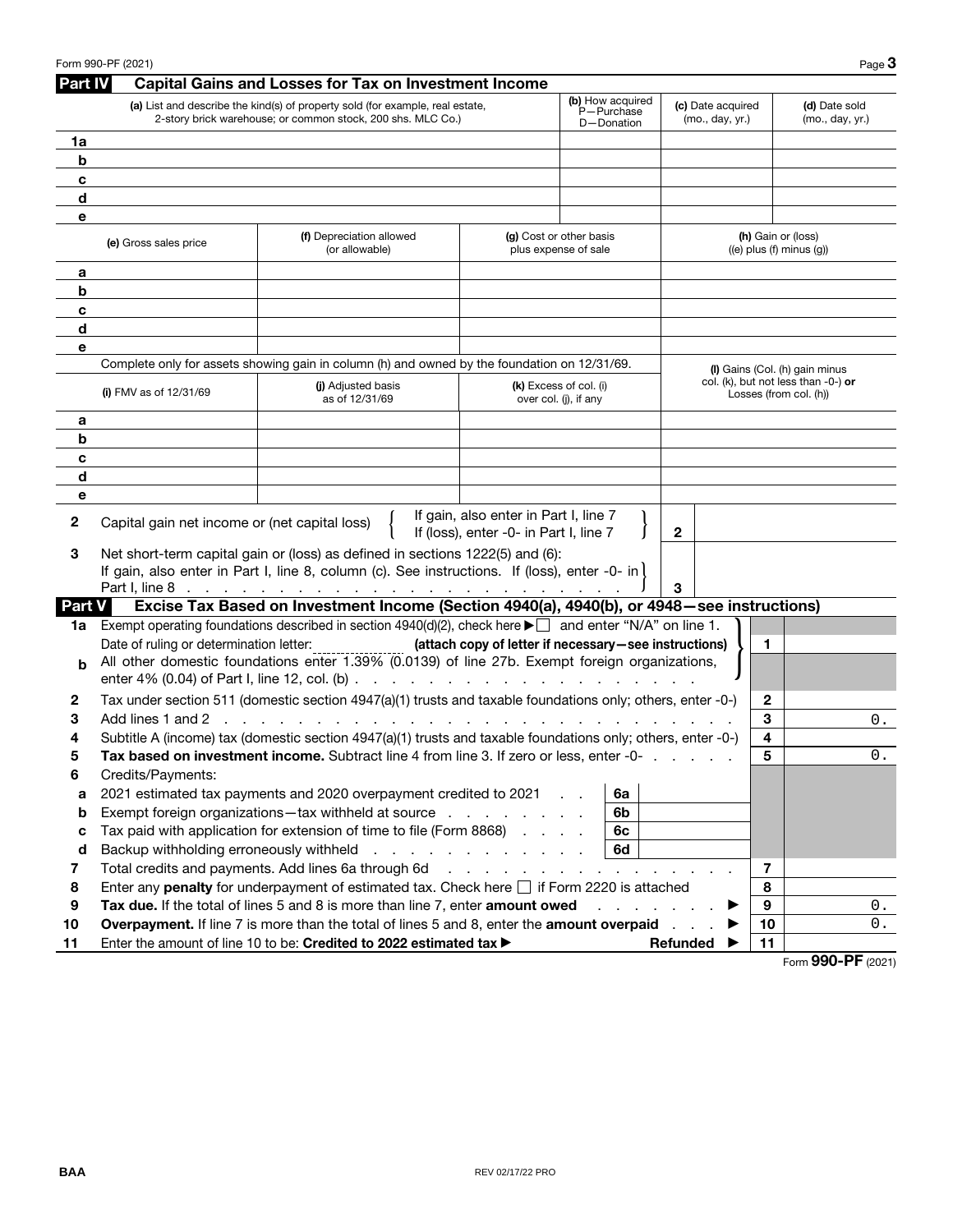## Part IV Capital Gains and Losses for Tax on Investment Income

| | (a) List and describe the kind(s) of property sold (for example, real estate, 2-story brick warehouse; or common stock, 200 shs. MLC Co.) | (b) How acquired P—Purchase D—Donation | (c) Date acquired (mo., day, yr.) | (d) Date sold (mo., day, yr.) |
|---|---|---|---|---|
| 1a | | | | |
| b | | | | |
| c | | | | |
| d | | | | |
| e | | | | |

| | (e) Gross sales price | (f) Depreciation allowed (or allowable) | (g) Cost or other basis plus expense of sale | (h) Gain or (loss) ((e) plus (f) minus (g)) |
|---|---|---|---|---|
| a | | | | |
| b | | | | |
| c | | | | |
| d | | | | |
| e | | | | |

Complete only for assets showing gain in column (h) and owned by the foundation on 12/31/69.

| | (i) FMV as of 12/31/69 | (j) Adjusted basis as of 12/31/69 | (k) Excess of col. (i) over col. (j), if any | (l) Gains (Col. (h) gain minus col. (k), but not less than -0-) **or** Losses (from col. (h)) |
|---|---|---|---|---|
| a | | | | |
| b | | | | |
| c | | | | |
| d | | | | |
| e | | | | |

| | | | |
|---|---|---|---|
| 2 | Capital gain net income or (net capital loss) { If gain, also enter in Part I, line 7 / If (loss), enter -0- in Part I, line 7 } | 2 | |
| 3 | Net short-term capital gain or (loss) as defined in sections 1222(5) and (6): If gain, also enter in Part I, line 8, column (c). See instructions. If (loss), enter -0- in Part I, line 8 | 3 | |

## Part V Excise Tax Based on Investment Income (Section 4940(a), 4940(b), or 4948—see instructions)

| | | | |
|---|---|---|---|
| 1a | Exempt operating foundations described in section 4940(d)(2), check here ▶ ☐ and enter "N/A" on line 1. Date of ruling or determination letter: ______ **(attach copy of letter if necessary—see instructions)** | 1 | |
| b | All other domestic foundations enter 1.39% (0.0139) of line 27b. Exempt foreign organizations, enter 4% (0.04) of Part I, line 12, col. (b) | | |
| 2 | Tax under section 511 (domestic section 4947(a)(1) trusts and taxable foundations only; others, enter -0-) | 2 | |
| 3 | Add lines 1 and 2 | 3 | 0. |
| 4 | Subtitle A (income) tax (domestic section 4947(a)(1) trusts and taxable foundations only; others, enter -0-) | 4 | |
| 5 | **Tax based on investment income.** Subtract line 4 from line 3. If zero or less, enter -0- | 5 | 0. |
| 6 | Credits/Payments: | | |
| a | 2021 estimated tax payments and 2020 overpayment credited to 2021 — 6a | | |
| b | Exempt foreign organizations—tax withheld at source — 6b | | |
| c | Tax paid with application for extension of time to file (Form 8868) — 6c | | |
| d | Backup withholding erroneously withheld — 6d | | |
| 7 | Total credits and payments. Add lines 6a through 6d | 7 | |
| 8 | Enter any **penalty** for underpayment of estimated tax. Check here ☐ if Form 2220 is attached | 8 | |
| 9 | **Tax due.** If the total of lines 5 and 8 is more than line 7, enter **amount owed** ▶ | 9 | 0. |
| 10 | **Overpayment.** If line 7 is more than the total of lines 5 and 8, enter the **amount overpaid** ▶ | 10 | 0. |
| 11 | Enter the amount of line 10 to be: **Credited to 2022 estimated tax** ▶ &nbsp;&nbsp; **Refunded** ▶ | 11 | |

Form **990-PF** (2021)

BAA REV 02/17/22 PRO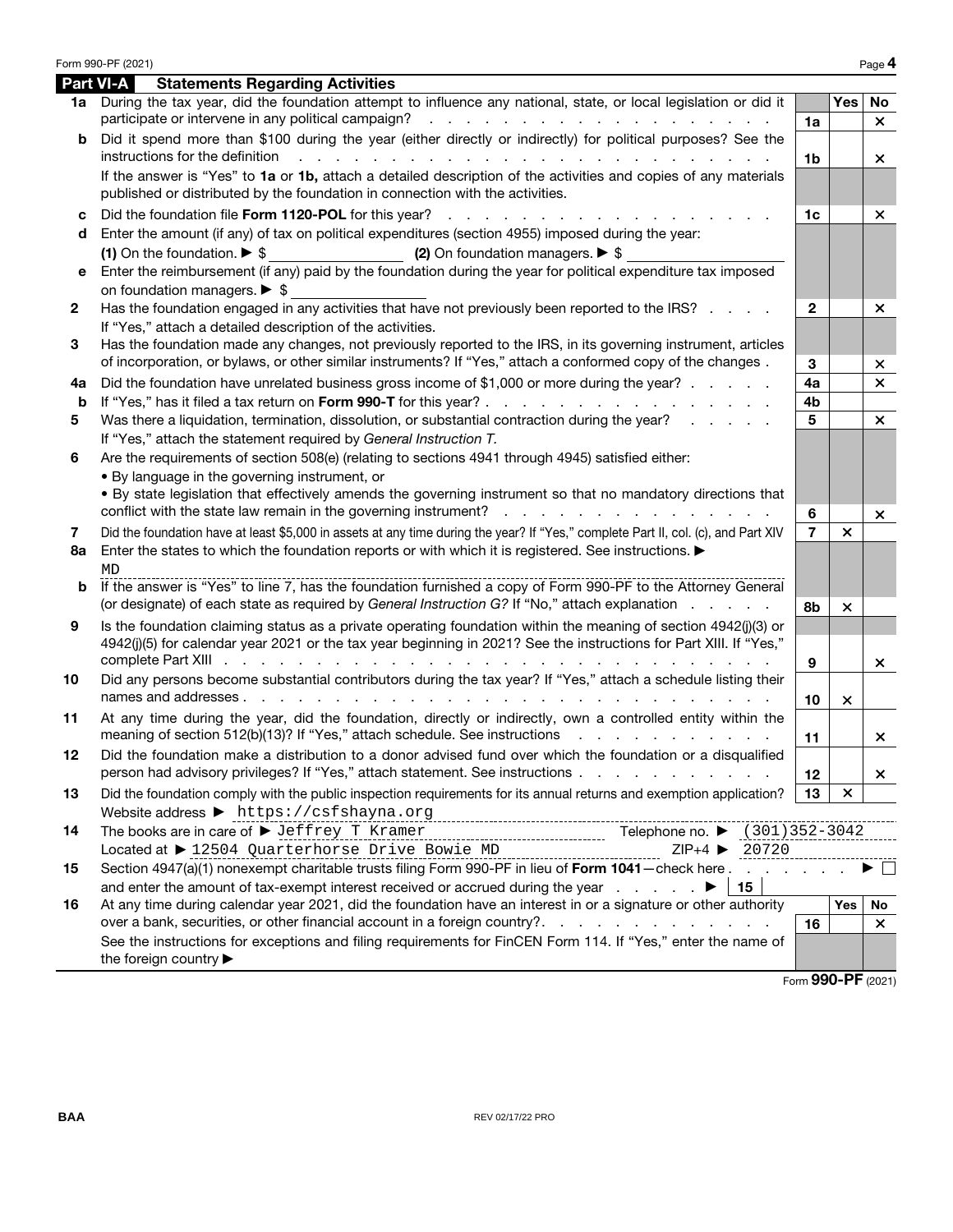Form 990-PF (2021) Page **4**

## Part VI-A Statements Regarding Activities

| | | Line | Yes | No |
|---|---|---|---|---|
| **1a** | During the tax year, did the foundation attempt to influence any national, state, or local legislation or did it participate or intervene in any political campaign? | 1a | | × |
| **b** | Did it spend more than $100 during the year (either directly or indirectly) for political purposes? See the instructions for the definition | 1b | | × |
| | If the answer is "Yes" to **1a** or **1b,** attach a detailed description of the activities and copies of any materials published or distributed by the foundation in connection with the activities. | | | |
| **c** | Did the foundation file **Form 1120-POL** for this year? | 1c | | × |
| **d** | Enter the amount (if any) of tax on political expenditures (section 4955) imposed during the year: **(1)** On the foundation. ▶ $ **(2)** On foundation managers. ▶ $ | | | |
| **e** | Enter the reimbursement (if any) paid by the foundation during the year for political expenditure tax imposed on foundation managers. ▶ $ | | | |
| **2** | Has the foundation engaged in any activities that have not previously been reported to the IRS? If "Yes," attach a detailed description of the activities. | 2 | | × |
| **3** | Has the foundation made any changes, not previously reported to the IRS, in its governing instrument, articles of incorporation, or bylaws, or other similar instruments? If "Yes," attach a conformed copy of the changes | 3 | | × |
| **4a** | Did the foundation have unrelated business gross income of $1,000 or more during the year? | 4a | | × |
| **b** | If "Yes," has it filed a tax return on **Form 990-T** for this year? | 4b | | |
| **5** | Was there a liquidation, termination, dissolution, or substantial contraction during the year? If "Yes," attach the statement required by *General Instruction T.* | 5 | | × |
| **6** | Are the requirements of section 508(e) (relating to sections 4941 through 4945) satisfied either: • By language in the governing instrument, or • By state legislation that effectively amends the governing instrument so that no mandatory directions that conflict with the state law remain in the governing instrument? | 6 | | × |
| **7** | Did the foundation have at least $5,000 in assets at any time during the year? If "Yes," complete Part II, col. (c), and Part XIV | 7 | × | |
| **8a** | Enter the states to which the foundation reports or with which it is registered. See instructions. ▶ MD | | | |
| **b** | If the answer is "Yes" to line 7, has the foundation furnished a copy of Form 990-PF to the Attorney General (or designate) of each state as required by *General Instruction G?* If "No," attach explanation | 8b | × | |
| **9** | Is the foundation claiming status as a private operating foundation within the meaning of section 4942(j)(3) or 4942(j)(5) for calendar year 2021 or the tax year beginning in 2021? See the instructions for Part XIII. If "Yes," complete Part XIII | 9 | | × |
| **10** | Did any persons become substantial contributors during the tax year? If "Yes," attach a schedule listing their names and addresses | 10 | × | |
| **11** | At any time during the year, did the foundation, directly or indirectly, own a controlled entity within the meaning of section 512(b)(13)? If "Yes," attach schedule. See instructions | 11 | | × |
| **12** | Did the foundation make a distribution to a donor advised fund over which the foundation or a disqualified person had advisory privileges? If "Yes," attach statement. See instructions | 12 | | × |
| **13** | Did the foundation comply with the public inspection requirements for its annual returns and exemption application? | 13 | × | |

Website address ▶ https://csfshayna.org

**14** The books are in care of ▶ Jeffrey T Kramer Telephone no. ▶ (301)352-3042

Located at ▶ 12504 Quarterhorse Drive Bowie MD ZIP+4 ▶ 20720

**15** Section 4947(a)(1) nonexempt charitable trusts filing Form 990-PF in lieu of **Form 1041**—check here ▶ ☐ and enter the amount of tax-exempt interest received or accrued during the year ▶ | 15 |

| | | Line | Yes | No |
|---|---|---|---|---|
| **16** | At any time during calendar year 2021, did the foundation have an interest in or a signature or other authority over a bank, securities, or other financial account in a foreign country? | 16 | | × |
| | See the instructions for exceptions and filing requirements for FinCEN Form 114. If "Yes," enter the name of the foreign country ▶ | | | |

Form **990-PF** (2021)

BAA REV 02/17/22 PRO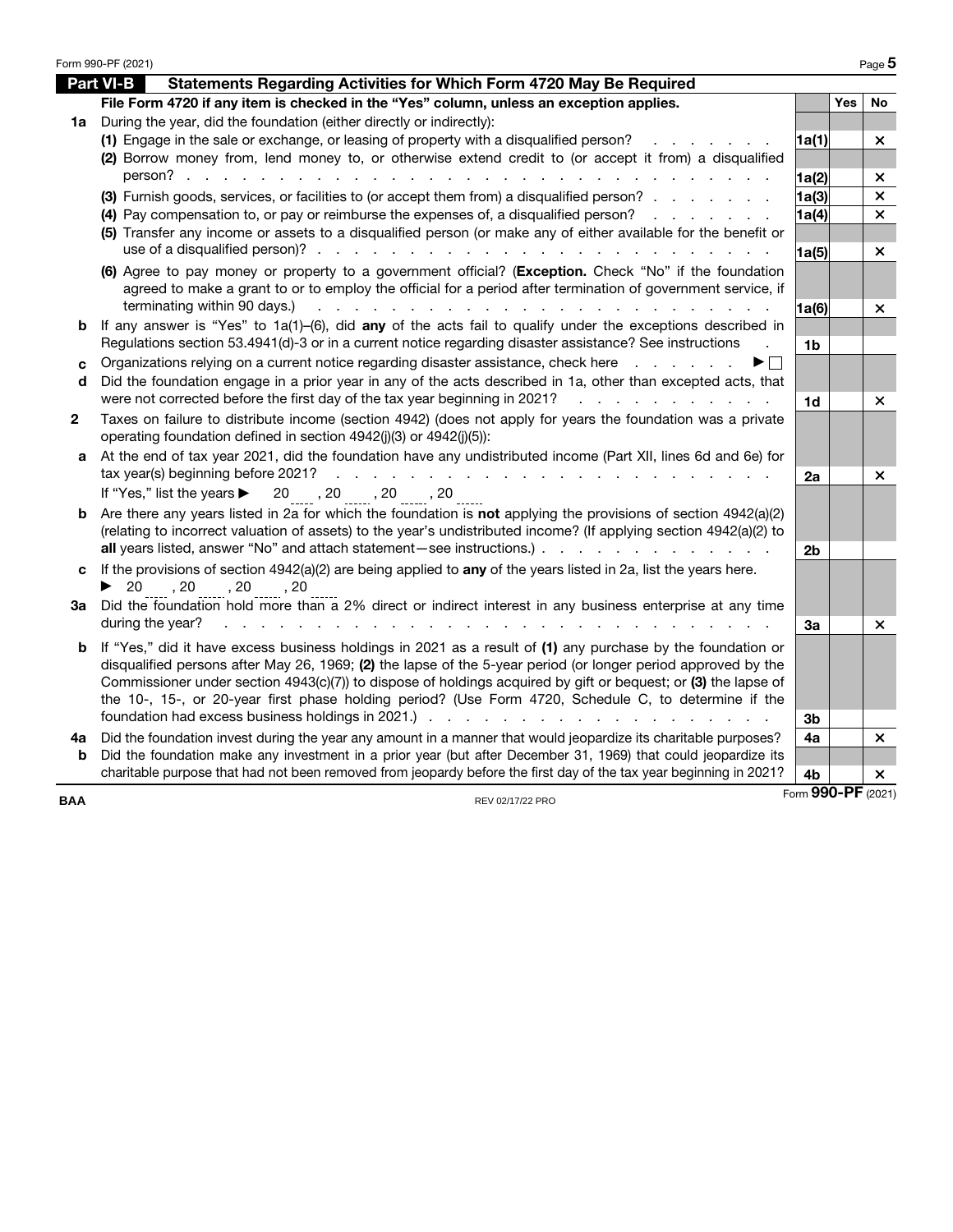## Part VI-B Statements Regarding Activities for Which Form 4720 May Be Required

| | File Form 4720 if any item is checked in the "Yes" column, unless an exception applies. | | Yes | No |
|---|---|---|---|---|
| **1a** | During the year, did the foundation (either directly or indirectly): | | | |
| | (1) Engage in the sale or exchange, or leasing of property with a disqualified person? | 1a(1) | | × |
| | (2) Borrow money from, lend money to, or otherwise extend credit to (or accept it from) a disqualified person? | 1a(2) | | × |
| | (3) Furnish goods, services, or facilities to (or accept them from) a disqualified person? | 1a(3) | | × |
| | (4) Pay compensation to, or pay or reimburse the expenses of, a disqualified person? | 1a(4) | | × |
| | (5) Transfer any income or assets to a disqualified person (or make any of either available for the benefit or use of a disqualified person)? | 1a(5) | | × |
| | (6) Agree to pay money or property to a government official? (**Exception.** Check "No" if the foundation agreed to make a grant to or to employ the official for a period after termination of government service, if terminating within 90 days.) | 1a(6) | | × |
| **b** | If any answer is "Yes" to 1a(1)–(6), did **any** of the acts fail to qualify under the exceptions described in Regulations section 53.4941(d)-3 or in a current notice regarding disaster assistance? See instructions | 1b | | |
| **c** | Organizations relying on a current notice regarding disaster assistance, check here ▶ ☐ | | | |
| **d** | Did the foundation engage in a prior year in any of the acts described in 1a, other than excepted acts, that were not corrected before the first day of the tax year beginning in 2021? | 1d | | × |
| **2** | Taxes on failure to distribute income (section 4942) (does not apply for years the foundation was a private operating foundation defined in section 4942(j)(3) or 4942(j)(5)): | | | |
| **a** | At the end of tax year 2021, did the foundation have any undistributed income (Part XII, lines 6d and 6e) for tax year(s) beginning before 2021? | 2a | | × |
| | If "Yes," list the years ▶ 20 ____ , 20 ____ , 20 ____ , 20 ____ | | | |
| **b** | Are there any years listed in 2a for which the foundation is **not** applying the provisions of section 4942(a)(2) (relating to incorrect valuation of assets) to the year's undistributed income? (If applying section 4942(a)(2) to **all** years listed, answer "No" and attach statement—see instructions.) | 2b | | |
| **c** | If the provisions of section 4942(a)(2) are being applied to **any** of the years listed in 2a, list the years here. ▶ 20 ____ , 20 ____ , 20 ____ , 20 ____ | | | |
| **3a** | Did the foundation hold more than a 2% direct or indirect interest in any business enterprise at any time during the year? | 3a | | × |
| **b** | If "Yes," did it have excess business holdings in 2021 as a result of **(1)** any purchase by the foundation or disqualified persons after May 26, 1969; **(2)** the lapse of the 5-year period (or longer period approved by the Commissioner under section 4943(c)(7)) to dispose of holdings acquired by gift or bequest; or **(3)** the lapse of the 10-, 15-, or 20-year first phase holding period? (Use Form 4720, Schedule C, to determine if the foundation had excess business holdings in 2021.) | 3b | | |
| **4a** | Did the foundation invest during the year any amount in a manner that would jeopardize its charitable purposes? | 4a | | × |
| **b** | Did the foundation make any investment in a prior year (but after December 31, 1969) that could jeopardize its charitable purpose that had not been removed from jeopardy before the first day of the tax year beginning in 2021? | 4b | | × |

BAA REV 02/17/22 PRO Form **990-PF** (2021)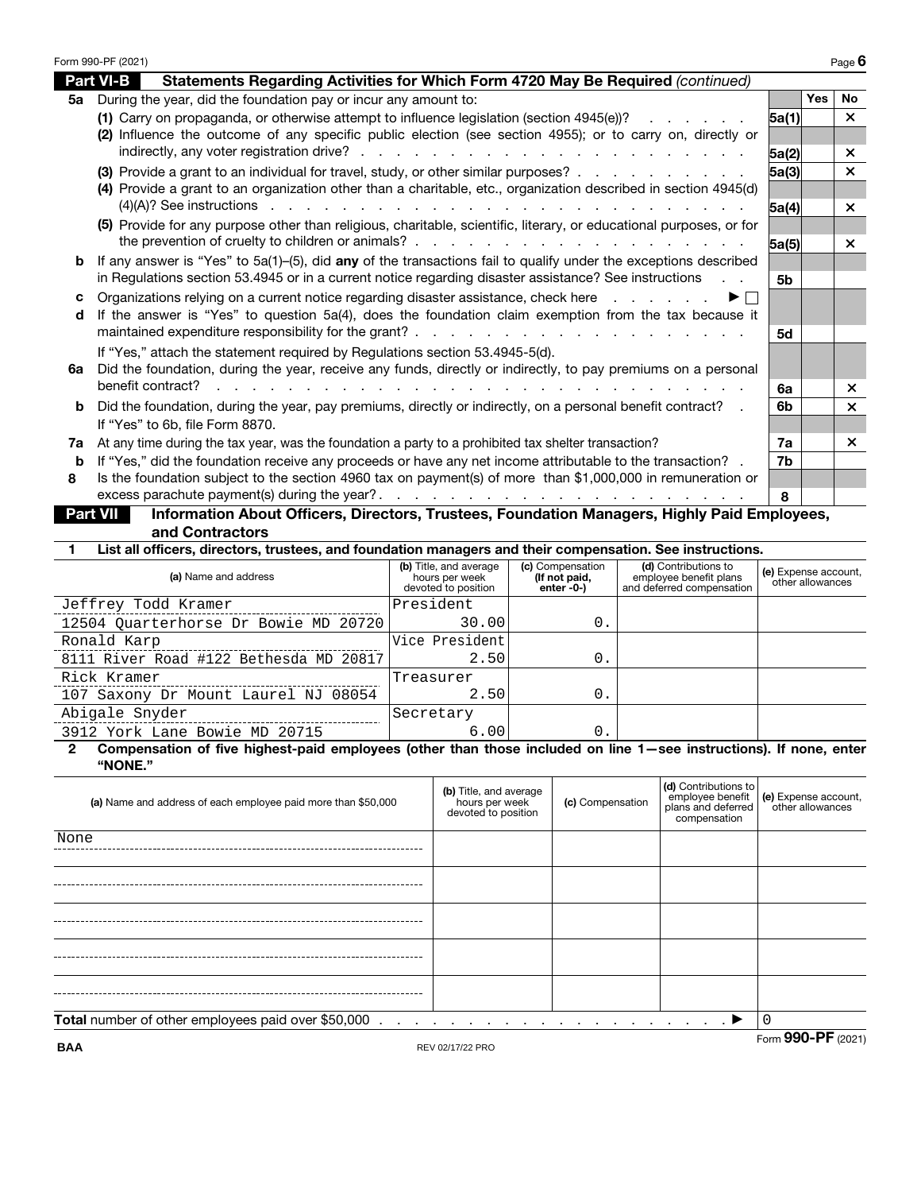Form 990-PF (2021) Page 6

## Part VI-B Statements Regarding Activities for Which Form 4720 May Be Required *(continued)*

| | | | Yes | No |
|---|---|---|---|---|
| **5a** | During the year, did the foundation pay or incur any amount to: | | | |
| | **(1)** Carry on propaganda, or otherwise attempt to influence legislation (section 4945(e))? | 5a(1) | | X |
| | **(2)** Influence the outcome of any specific public election (see section 4955); or to carry on, directly or indirectly, any voter registration drive? | 5a(2) | | X |
| | **(3)** Provide a grant to an individual for travel, study, or other similar purposes? | 5a(3) | | X |
| | **(4)** Provide a grant to an organization other than a charitable, etc., organization described in section 4945(d)(4)(A)? See instructions | 5a(4) | | X |
| | **(5)** Provide for any purpose other than religious, charitable, scientific, literary, or educational purposes, or for the prevention of cruelty to children or animals? | 5a(5) | | X |
| **b** | If any answer is "Yes" to 5a(1)–(5), did **any** of the transactions fail to qualify under the exceptions described in Regulations section 53.4945 or in a current notice regarding disaster assistance? See instructions | 5b | | |
| **c** | Organizations relying on a current notice regarding disaster assistance, check here ▶ ☐ | | | |
| **d** | If the answer is "Yes" to question 5a(4), does the foundation claim exemption from the tax because it maintained expenditure responsibility for the grant? If "Yes," attach the statement required by Regulations section 53.4945-5(d). | 5d | | |
| **6a** | Did the foundation, during the year, receive any funds, directly or indirectly, to pay premiums on a personal benefit contract? | 6a | | X |
| **b** | Did the foundation, during the year, pay premiums, directly or indirectly, on a personal benefit contract? If "Yes" to 6b, file Form 8870. | 6b | | X |
| **7a** | At any time during the tax year, was the foundation a party to a prohibited tax shelter transaction? | 7a | | X |
| **b** | If "Yes," did the foundation receive any proceeds or have any net income attributable to the transaction? | 7b | | |
| **8** | Is the foundation subject to the section 4960 tax on payment(s) of more than $1,000,000 in remuneration or excess parachute payment(s) during the year? | 8 | | |

## Part VII Information About Officers, Directors, Trustees, Foundation Managers, Highly Paid Employees, and Contractors

**1 List all officers, directors, trustees, and foundation managers and their compensation. See instructions.**

| (a) Name and address | (b) Title, and average hours per week devoted to position | (c) Compensation (If not paid, enter -0-) | (d) Contributions to employee benefit plans and deferred compensation | (e) Expense account, other allowances |
|---|---|---|---|---|
| Jeffrey Todd Kramer<br>12504 Quarterhorse Dr Bowie MD 20720 | President<br>30.00 | 0. | | |
| Ronald Karp<br>8111 River Road #122 Bethesda MD 20817 | Vice President<br>2.50 | 0. | | |
| Rick Kramer<br>107 Saxony Dr Mount Laurel NJ 08054 | Treasurer<br>2.50 | 0. | | |
| Abigale Snyder<br>3912 York Lane Bowie MD 20715 | Secretary<br>6.00 | 0. | | |

**2 Compensation of five highest-paid employees (other than those included on line 1—see instructions). If none, enter "NONE."**

| (a) Name and address of each employee paid more than $50,000 | (b) Title, and average hours per week devoted to position | (c) Compensation | (d) Contributions to employee benefit plans and deferred compensation | (e) Expense account, other allowances |
|---|---|---|---|---|
| None | | | | |
| | | | | |
| | | | | |
| | | | | |
| | | | | |

**Total** number of other employees paid over $50,000 ▶ 0

BAA REV 02/17/22 PRO Form **990-PF** (2021)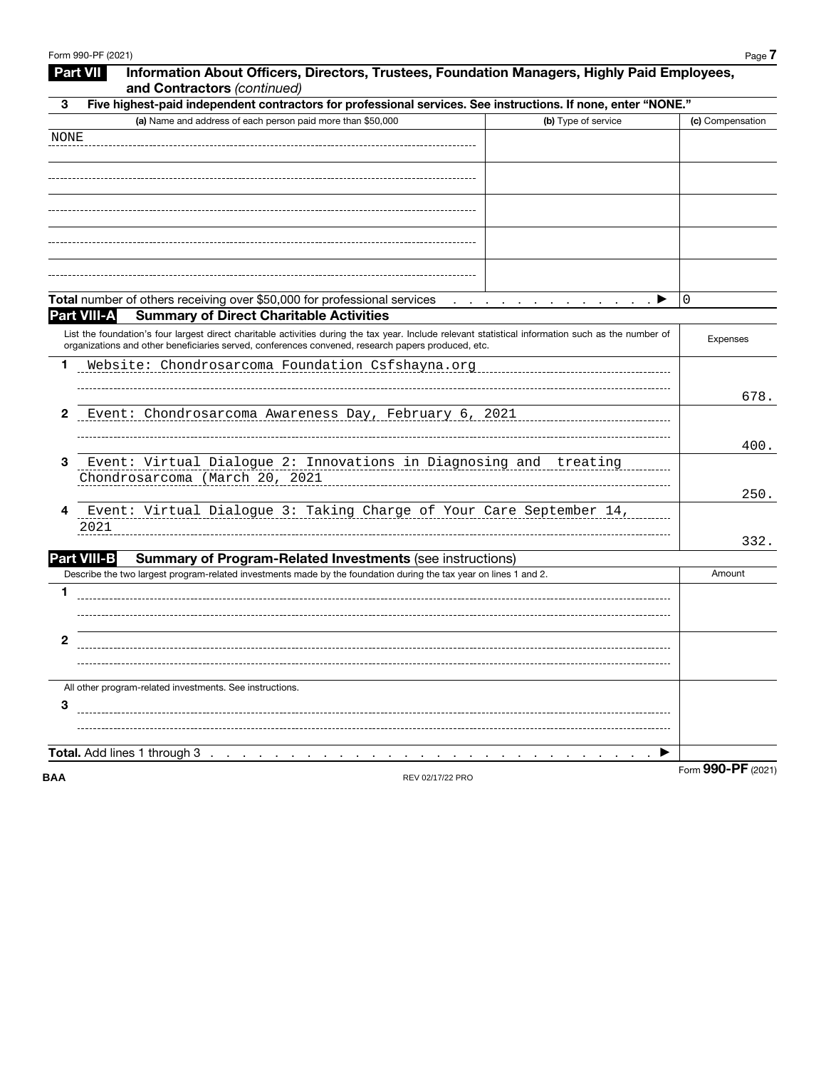## Part VII Information About Officers, Directors, Trustees, Foundation Managers, Highly Paid Employees, and Contractors *(continued)*

**3 Five highest-paid independent contractors for professional services. See instructions. If none, enter "NONE."**

| (a) Name and address of each person paid more than $50,000 | (b) Type of service | (c) Compensation |
|---|---|---|
| NONE | | |
| | | |
| | | |
| | | |
| | | |

**Total** number of others receiving over $50,000 for professional services . . . . . . . . . . . . . ▶ 0

## Part VIII-A Summary of Direct Charitable Activities

| List the foundation's four largest direct charitable activities during the tax year. Include relevant statistical information such as the number of organizations and other beneficiaries served, conferences convened, research papers produced, etc. | Expenses |
|---|---|
| 1 Website: Chondrosarcoma Foundation Csfshayna.org | 678. |
| 2 Event: Chondrosarcoma Awareness Day, February 6, 2021 | 400. |
| 3 Event: Virtual Dialogue 2: Innovations in Diagnosing and treating Chondrosarcoma (March 20, 2021 | 250. |
| 4 Event: Virtual Dialogue 3: Taking Charge of Your Care September 14, 2021 | 332. |

## Part VIII-B Summary of Program-Related Investments (see instructions)

| Describe the two largest program-related investments made by the foundation during the tax year on lines 1 and 2. | Amount |
|---|---|
| 1 | |
| 2 | |
| All other program-related investments. See instructions. | |
| 3 | |
| **Total.** Add lines 1 through 3 . . . . . . . . . . . . . . . . . . . . . . . . . . . . ▶ | |

BAA REV 02/17/22 PRO Form **990-PF** (2021)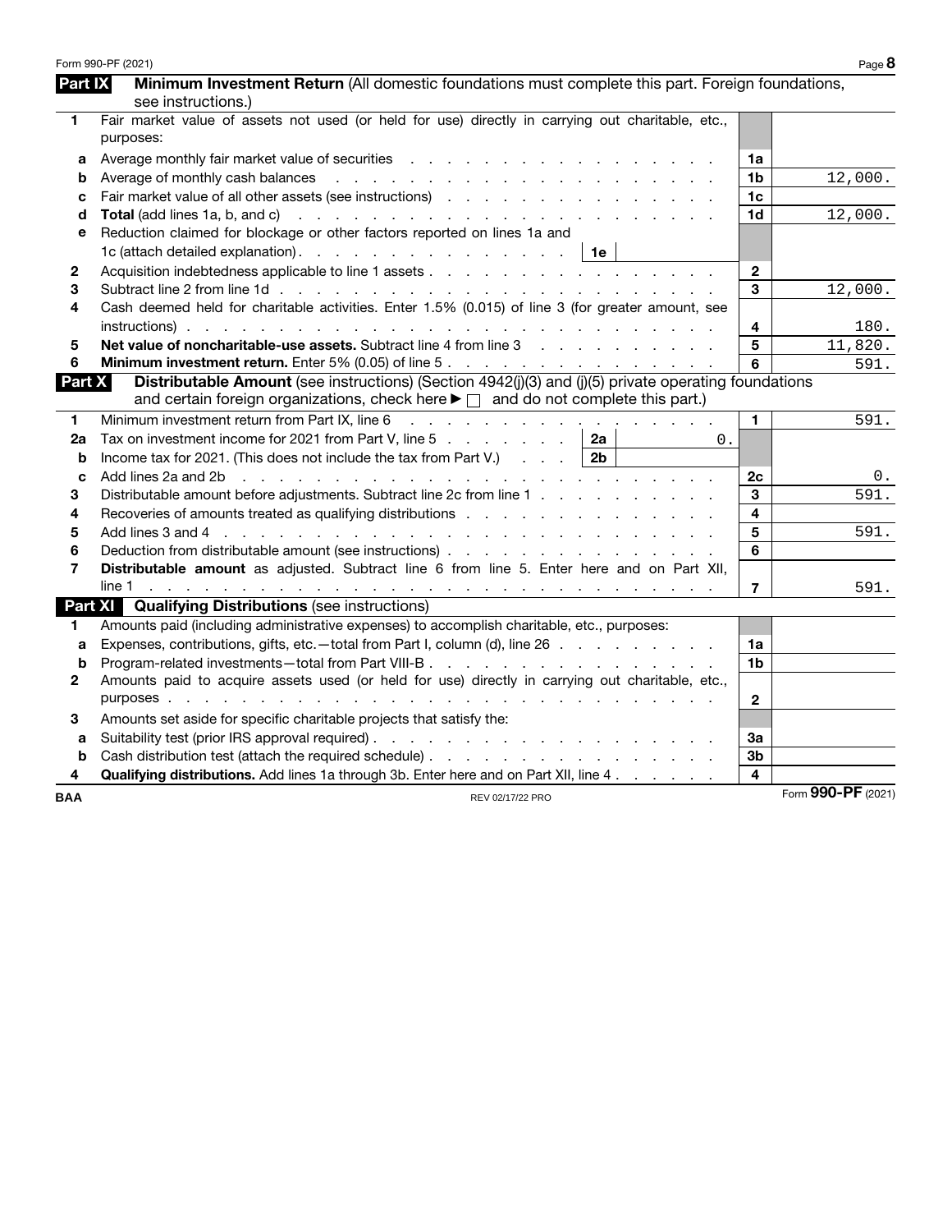## Part IX — Minimum Investment Return (All domestic foundations must complete this part. Foreign foundations, see instructions.)

| | | | |
|---|---|---|---|
| **1** | Fair market value of assets not used (or held for use) directly in carrying out charitable, etc., purposes: | | |
| a | Average monthly fair market value of securities | 1a | |
| b | Average of monthly cash balances | 1b | 12,000. |
| c | Fair market value of all other assets (see instructions) | 1c | |
| d | **Total** (add lines 1a, b, and c) | 1d | 12,000. |
| e | Reduction claimed for blockage or other factors reported on lines 1a and 1c (attach detailed explanation) . . . 1e | | |
| **2** | Acquisition indebtedness applicable to line 1 assets | 2 | |
| **3** | Subtract line 2 from line 1d | 3 | 12,000. |
| **4** | Cash deemed held for charitable activities. Enter 1.5% (0.015) of line 3 (for greater amount, see instructions) | 4 | 180. |
| **5** | **Net value of noncharitable-use assets.** Subtract line 4 from line 3 | 5 | 11,820. |
| **6** | **Minimum investment return.** Enter 5% (0.05) of line 5 | 6 | 591. |

## Part X — Distributable Amount (see instructions) (Section 4942(j)(3) and (j)(5) private operating foundations and certain foreign organizations, check here ► ☐ and do not complete this part.)

| | | | |
|---|---|---|---|
| **1** | Minimum investment return from Part IX, line 6 | 1 | 591. |
| **2a** | Tax on investment income for 2021 from Part V, line 5 . . . 2a 0. | | |
| b | Income tax for 2021. (This does not include the tax from Part V.) . . . 2b | | |
| c | Add lines 2a and 2b | 2c | 0. |
| **3** | Distributable amount before adjustments. Subtract line 2c from line 1 | 3 | 591. |
| **4** | Recoveries of amounts treated as qualifying distributions | 4 | |
| **5** | Add lines 3 and 4 | 5 | 591. |
| **6** | Deduction from distributable amount (see instructions) | 6 | |
| **7** | **Distributable amount** as adjusted. Subtract line 6 from line 5. Enter here and on Part XII, line 1 | 7 | 591. |

## Part XI — Qualifying Distributions (see instructions)

| | | | |
|---|---|---|---|
| **1** | Amounts paid (including administrative expenses) to accomplish charitable, etc., purposes: | | |
| a | Expenses, contributions, gifts, etc.—total from Part I, column (d), line 26 | 1a | |
| b | Program-related investments—total from Part VIII-B | 1b | |
| **2** | Amounts paid to acquire assets used (or held for use) directly in carrying out charitable, etc., purposes | 2 | |
| **3** | Amounts set aside for specific charitable projects that satisfy the: | | |
| a | Suitability test (prior IRS approval required) | 3a | |
| b | Cash distribution test (attach the required schedule) | 3b | |
| **4** | **Qualifying distributions.** Add lines 1a through 3b. Enter here and on Part XII, line 4 | 4 | |

BAA REV 02/17/22 PRO Form **990-PF** (2021)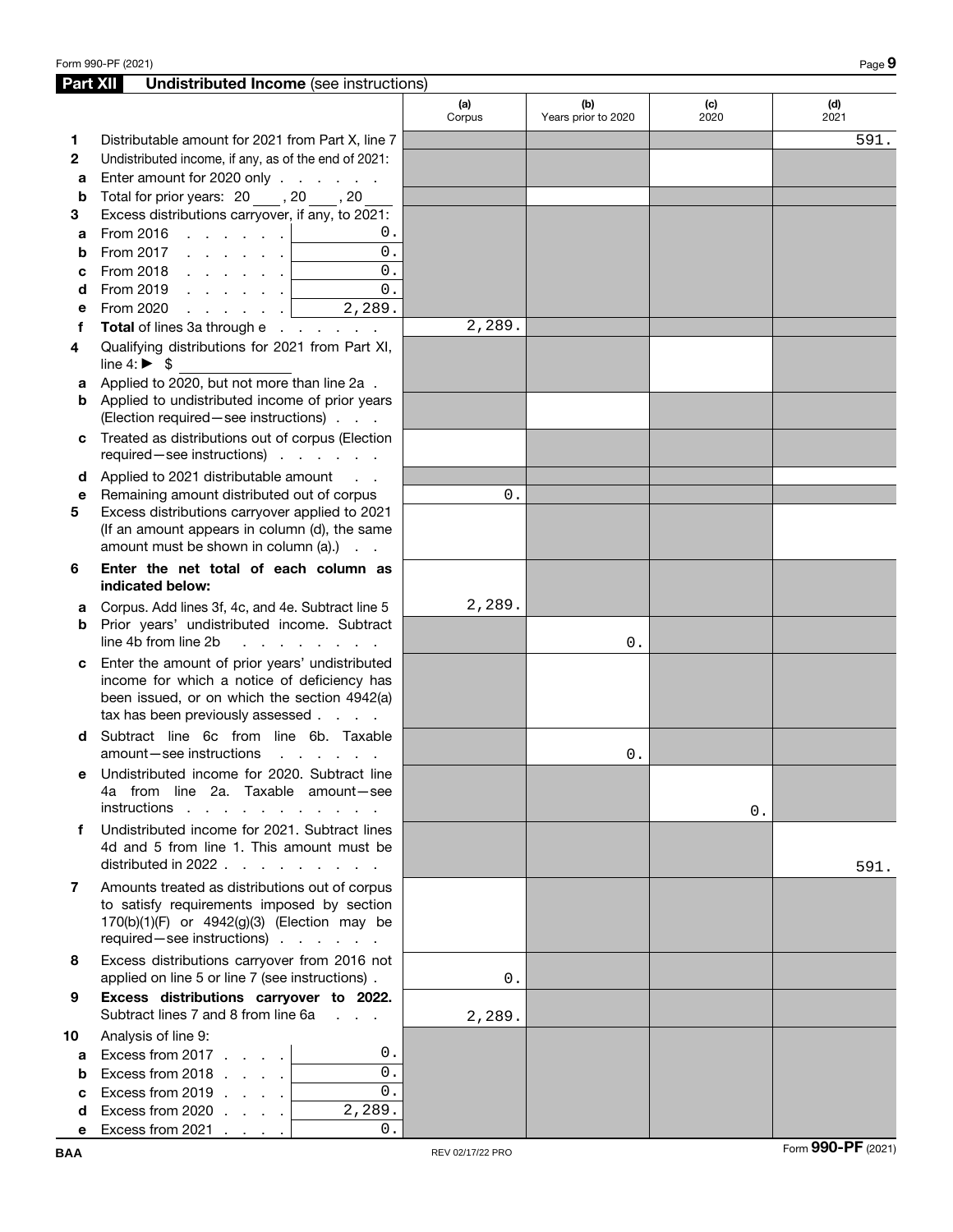## Part XII Undistributed Income (see instructions)

| | | (a) Corpus | (b) Years prior to 2020 | (c) 2020 | (d) 2021 |
|---|---|---|---|---|---|
| **1** | Distributable amount for 2021 from Part X, line 7 | | | | 591. |
| **2** | Undistributed income, if any, as of the end of 2021: | | | | |
| **a** | Enter amount for 2020 only | | | | |
| **b** | Total for prior years: 20 ___ , 20 ___ , 20 ___ | | | | |
| **3** | Excess distributions carryover, if any, to 2021: | | | | |
| **a** | From 2016 . . . . . . 0. | | | | |
| **b** | From 2017 . . . . . . 0. | | | | |
| **c** | From 2018 . . . . . . 0. | | | | |
| **d** | From 2019 . . . . . . 0. | | | | |
| **e** | From 2020 . . . . . . 2,289. | | | | |
| **f** | **Total** of lines 3a through e | 2,289. | | | |
| **4** | Qualifying distributions for 2021 from Part XI, line 4: ▶ $ | | | | |
| **a** | Applied to 2020, but not more than line 2a | | | | |
| **b** | Applied to undistributed income of prior years (Election required—see instructions) | | | | |
| **c** | Treated as distributions out of corpus (Election required—see instructions) | | | | |
| **d** | Applied to 2021 distributable amount | | | | |
| **e** | Remaining amount distributed out of corpus | 0. | | | |
| **5** | Excess distributions carryover applied to 2021 (If an amount appears in column (d), the same amount must be shown in column (a).) | | | | |
| **6** | **Enter the net total of each column as indicated below:** | | | | |
| **a** | Corpus. Add lines 3f, 4c, and 4e. Subtract line 5 | 2,289. | | | |
| **b** | Prior years' undistributed income. Subtract line 4b from line 2b | | 0. | | |
| **c** | Enter the amount of prior years' undistributed income for which a notice of deficiency has been issued, or on which the section 4942(a) tax has been previously assessed | | | | |
| **d** | Subtract line 6c from line 6b. Taxable amount—see instructions | | 0. | | |
| **e** | Undistributed income for 2020. Subtract line 4a from line 2a. Taxable amount—see instructions | | | 0. | |
| **f** | Undistributed income for 2021. Subtract lines 4d and 5 from line 1. This amount must be distributed in 2022 | | | | 591. |
| **7** | Amounts treated as distributions out of corpus to satisfy requirements imposed by section 170(b)(1)(F) or 4942(g)(3) (Election may be required—see instructions) | | | | |
| **8** | Excess distributions carryover from 2016 not applied on line 5 or line 7 (see instructions) | 0. | | | |
| **9** | **Excess distributions carryover to 2022.** Subtract lines 7 and 8 from line 6a | 2,289. | | | |
| **10** | Analysis of line 9: | | | | |
| **a** | Excess from 2017 . . . . 0. | | | | |
| **b** | Excess from 2018 . . . . 0. | | | | |
| **c** | Excess from 2019 . . . . 0. | | | | |
| **d** | Excess from 2020 . . . . 2,289. | | | | |
| **e** | Excess from 2021 . . . . 0. | | | | |

BAA REV 02/17/22 PRO Form **990-PF** (2021)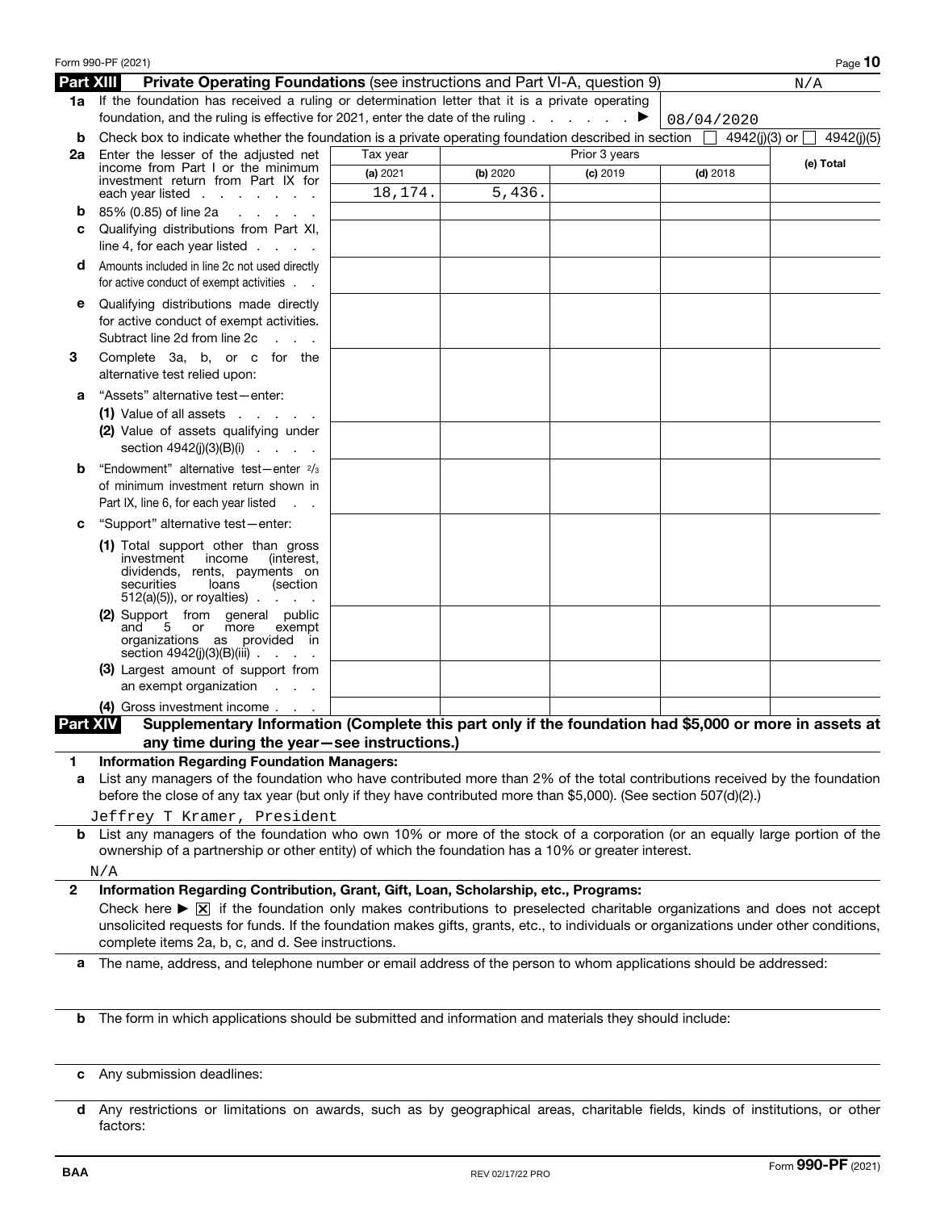Form 990-PF (2021)

## Part XIII Private Operating Foundations (see instructions and Part VI-A, question 9) N/A

**1a** If the foundation has received a ruling or determination letter that it is a private operating foundation, and the ruling is effective for 2021, enter the date of the ruling . . . . . . . ▶ 08/04/2020

**b** Check box to indicate whether the foundation is a private operating foundation described in section ☐ 4942(j)(3) or ☐ 4942(j)(5)

| | Tax year | Prior 3 years | | | |
|---|---|---|---|---|---|
| | (a) 2021 | (b) 2020 | (c) 2019 | (d) 2018 | (e) Total |
| **2a** Enter the lesser of the adjusted net income from Part I or the minimum investment return from Part IX for each year listed | 18,174. | 5,436. | | | |
| **b** 85% (0.85) of line 2a | | | | | |
| **c** Qualifying distributions from Part XI, line 4, for each year listed | | | | | |
| **d** Amounts included in line 2c not used directly for active conduct of exempt activities | | | | | |
| **e** Qualifying distributions made directly for active conduct of exempt activities. Subtract line 2d from line 2c | | | | | |
| **3** Complete 3a, b, or c for the alternative test relied upon: | | | | | |
| **a** "Assets" alternative test—enter: (1) Value of all assets | | | | | |
| (2) Value of assets qualifying under section 4942(j)(3)(B)(i) | | | | | |
| **b** "Endowment" alternative test—enter 2/3 of minimum investment return shown in Part IX, line 6, for each year listed | | | | | |
| **c** "Support" alternative test—enter: (1) Total support other than gross investment income (interest, dividends, rents, payments on securities loans (section 512(a)(5)), or royalties) | | | | | |
| (2) Support from general public and 5 or more exempt organizations as provided in section 4942(j)(3)(B)(iii) | | | | | |
| (3) Largest amount of support from an exempt organization | | | | | |
| (4) Gross investment income | | | | | |

## Part XIV Supplementary Information (Complete this part only if the foundation had $5,000 or more in assets at any time during the year—see instructions.)

**1 Information Regarding Foundation Managers:**

**a** List any managers of the foundation who have contributed more than 2% of the total contributions received by the foundation before the close of any tax year (but only if they have contributed more than $5,000). (See section 507(d)(2).)

Jeffrey T Kramer, President

**b** List any managers of the foundation who own 10% or more of the stock of a corporation (or an equally large portion of the ownership of a partnership or other entity) of which the foundation has a 10% or greater interest.

N/A

**2 Information Regarding Contribution, Grant, Gift, Loan, Scholarship, etc., Programs:**

Check here ▶ ☒ if the foundation only makes contributions to preselected charitable organizations and does not accept unsolicited requests for funds. If the foundation makes gifts, grants, etc., to individuals or organizations under other conditions, complete items 2a, b, c, and d. See instructions.

**a** The name, address, and telephone number or email address of the person to whom applications should be addressed:

**b** The form in which applications should be submitted and information and materials they should include:

**c** Any submission deadlines:

**d** Any restrictions or limitations on awards, such as by geographical areas, charitable fields, kinds of institutions, or other factors:

BAA REV 02/17/22 PRO Form **990-PF** (2021)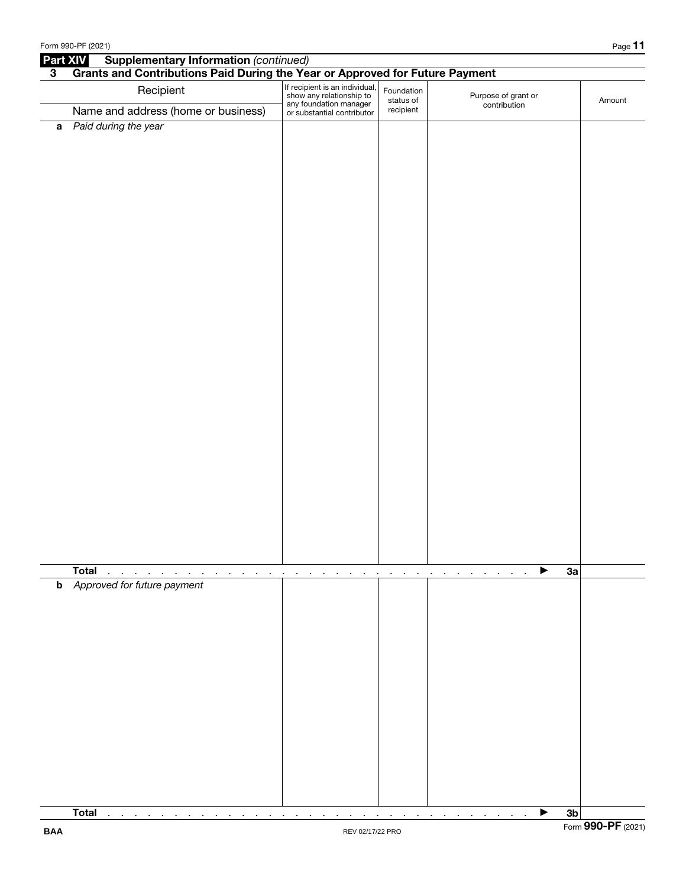## Part XIV Supplementary Information *(continued)*

### 3 Grants and Contributions Paid During the Year or Approved for Future Payment

| Recipient<br>Name and address (home or business) | If recipient is an individual, show any relationship to any foundation manager or substantial contributor | Foundation status of recipient | Purpose of grant or contribution | Amount |
|---|---|---|---|---|
| **a** *Paid during the year* | | | | |
| **Total** . . . . . . . . . . . . . . . . . . . . . . . . . . . . . . . . . . . . ► **3a** | | | | |
| **b** *Approved for future payment* | | | | |
| **Total** . . . . . . . . . . . . . . . . . . . . . . . . . . . . . . . . . . . . ► **3b** | | | | |

BAA REV 02/17/22 PRO Form **990-PF** (2021)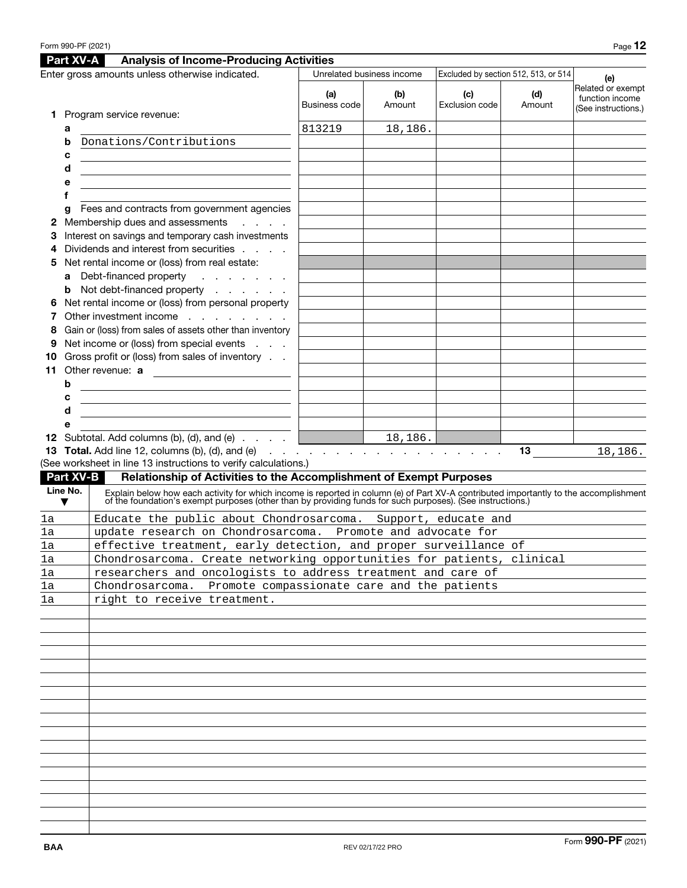Form 990-PF (2021)

## Part XV-A Analysis of Income-Producing Activities

Enter gross amounts unless otherwise indicated.

| | Unrelated business income | | Excluded by section 512, 513, or 514 | | (e) |
|---|---|---|---|---|---|
| | (a) Business code | (b) Amount | (c) Exclusion code | (d) Amount | Related or exempt function income (See instructions.) |
| **1** Program service revenue: | | | | | |
| a | 813219 | 18,186. | | | |
| b Donations/Contributions | | | | | |
| c | | | | | |
| d | | | | | |
| e | | | | | |
| f | | | | | |
| g Fees and contracts from government agencies | | | | | |
| **2** Membership dues and assessments | | | | | |
| **3** Interest on savings and temporary cash investments | | | | | |
| **4** Dividends and interest from securities | | | | | |
| **5** Net rental income or (loss) from real estate: | | | | | |
| a Debt-financed property | | | | | |
| b Not debt-financed property | | | | | |
| **6** Net rental income or (loss) from personal property | | | | | |
| **7** Other investment income | | | | | |
| **8** Gain or (loss) from sales of assets other than inventory | | | | | |
| **9** Net income or (loss) from special events | | | | | |
| **10** Gross profit or (loss) from sales of inventory | | | | | |
| **11** Other revenue: a | | | | | |
| b | | | | | |
| c | | | | | |
| d | | | | | |
| e | | | | | |
| **12** Subtotal. Add columns (b), (d), and (e) | | 18,186. | | | |

**13 Total.** Add line 12, columns (b), (d), and (e) . . . . . **13** 18,186.

(See worksheet in line 13 instructions to verify calculations.)

## Part XV-B Relationship of Activities to the Accomplishment of Exempt Purposes

| Line No. ▼ | Explain below how each activity for which income is reported in column (e) of Part XV-A contributed importantly to the accomplishment of the foundation's exempt purposes (other than by providing funds for such purposes). (See instructions.) |
|---|---|
| 1a | Educate the public about Chondrosarcoma. Support, educate and |
| 1a | update research on Chondrosarcoma. Promote and advocate for |
| 1a | effective treatment, early detection, and proper surveillance of |
| 1a | Chondrosarcoma. Create networking opportunities for patients, clinical |
| 1a | researchers and oncologists to address treatment and care of |
| 1a | Chondrosarcoma. Promote compassionate care and the patients |
| 1a | right to receive treatment. |

BAA REV 02/17/22 PRO Form **990-PF** (2021)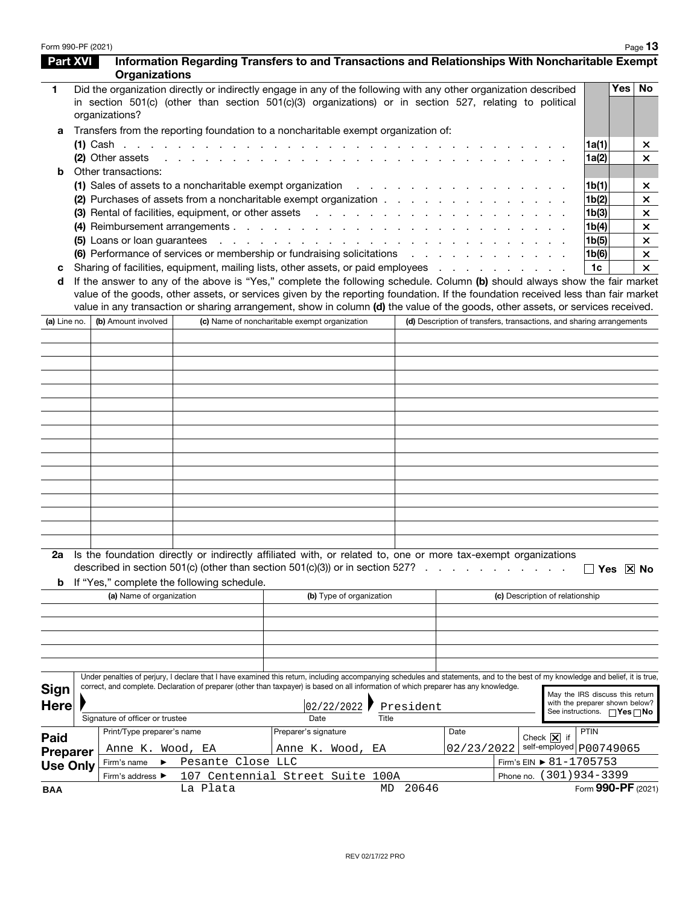## Part XVI Information Regarding Transfers to and Transactions and Relationships With Noncharitable Exempt Organizations

**1** Did the organization directly or indirectly engage in any of the following with any other organization described in section 501(c) (other than section 501(c)(3) organizations) or in section 527, relating to political organizations?

| | | | Yes | No |
|---|---|---|---|---|
| **a** | Transfers from the reporting foundation to a noncharitable exempt organization of: | | | |
| | **(1)** Cash | 1a(1) | | X |
| | **(2)** Other assets | 1a(2) | | X |
| **b** | Other transactions: | | | |
| | **(1)** Sales of assets to a noncharitable exempt organization | 1b(1) | | X |
| | **(2)** Purchases of assets from a noncharitable exempt organization | 1b(2) | | X |
| | **(3)** Rental of facilities, equipment, or other assets | 1b(3) | | X |
| | **(4)** Reimbursement arrangements | 1b(4) | | X |
| | **(5)** Loans or loan guarantees | 1b(5) | | X |
| | **(6)** Performance of services or membership or fundraising solicitations | 1b(6) | | X |
| **c** | Sharing of facilities, equipment, mailing lists, other assets, or paid employees | 1c | | X |

**d** If the answer to any of the above is "Yes," complete the following schedule. Column **(b)** should always show the fair market value of the goods, other assets, or services given by the reporting foundation. If the foundation received less than fair market value in any transaction or sharing arrangement, show in column **(d)** the value of the goods, other assets, or services received.

| (a) Line no. | (b) Amount involved | (c) Name of noncharitable exempt organization | (d) Description of transfers, transactions, and sharing arrangements |
|---|---|---|---|
| | | | |

**2a** Is the foundation directly or indirectly affiliated with, or related to, one or more tax-exempt organizations described in section 501(c) (other than section 501(c)(3)) or in section 527? ☐ Yes ☒ No

**b** If "Yes," complete the following schedule.

| (a) Name of organization | (b) Type of organization | (c) Description of relationship |
|---|---|---|
| | | |

**Sign Here**

Under penalties of perjury, I declare that I have examined this return, including accompanying schedules and statements, and to the best of my knowledge and belief, it is true, correct, and complete. Declaration of preparer (other than taxpayer) is based on all information of which preparer has any knowledge.

| Signature of officer or trustee | Date | Title |
|---|---|---|
| | 02/22/2022 | President |

May the IRS discuss this return with the preparer shown below? See instructions. ☐ Yes ☐ No

**Paid Preparer Use Only**

| Print/Type preparer's name | Preparer's signature | Date | Check ☒ if self-employed | PTIN |
|---|---|---|---|---|
| Anne K. Wood, EA | Anne K. Wood, EA | 02/23/2022 | X | P00749065 |

Firm's name ► Pesante Close LLC — Firm's EIN ► 81-1705753

Firm's address ► 107 Centennial Street Suite 100A, La Plata MD 20646 — Phone no. (301)934-3399

BAA Form **990-PF** (2021)

REV 02/17/22 PRO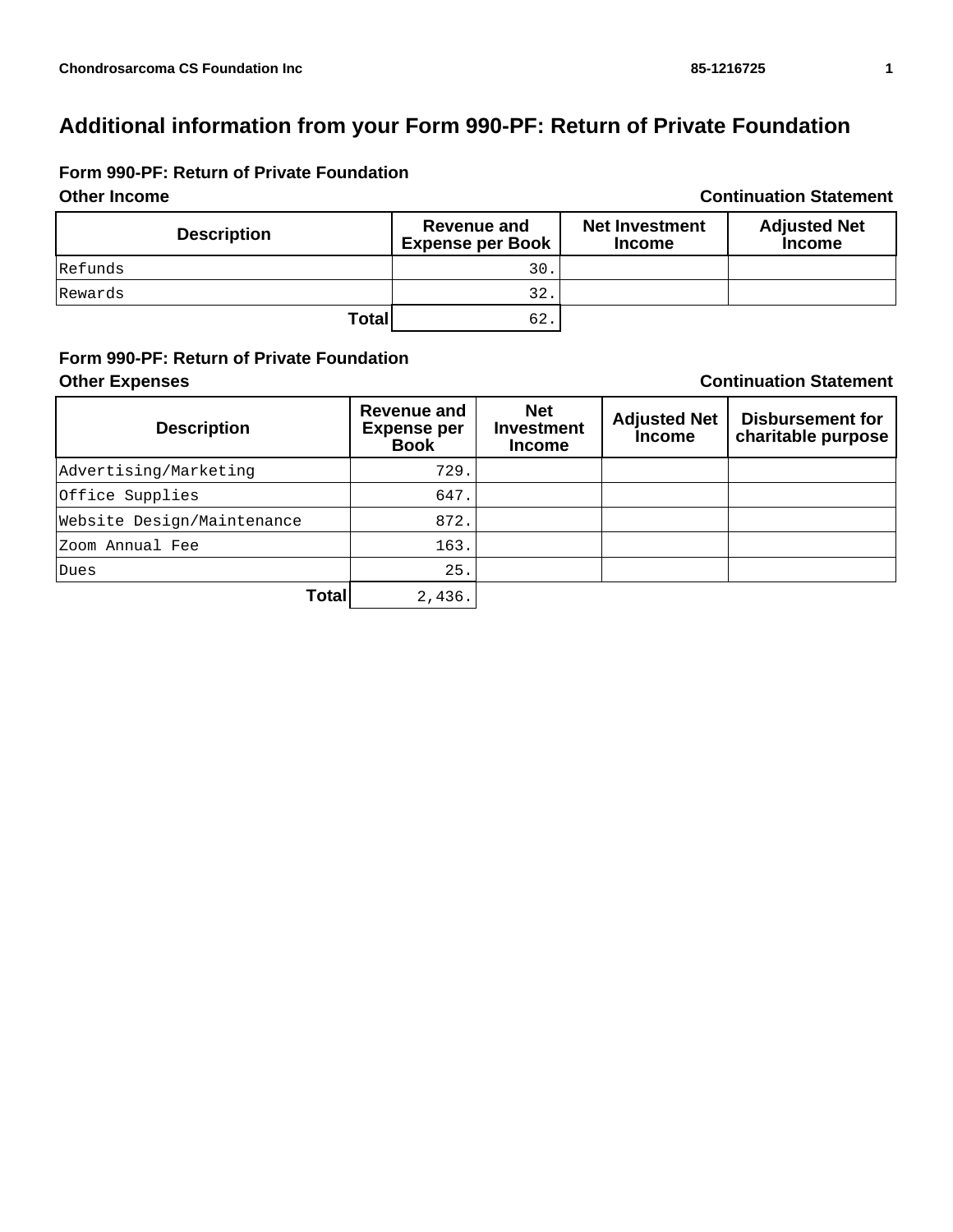Chondrosarcoma CS Foundation Inc 85-1216725

# Additional information from your Form 990-PF: Return of Private Foundation

## Form 990-PF: Return of Private Foundation

**Other Income** **Continuation Statement**

| Description | Revenue and Expense per Book | Net Investment Income | Adjusted Net Income |
|---|---|---|---|
| Refunds | 30. | | |
| Rewards | 32. | | |
| **Total** | 62. | | |

## Form 990-PF: Return of Private Foundation

**Other Expenses** **Continuation Statement**

| Description | Revenue and Expense per Book | Net Investment Income | Adjusted Net Income | Disbursement for charitable purpose |
|---|---|---|---|---|
| Advertising/Marketing | 729. | | | |
| Office Supplies | 647. | | | |
| Website Design/Maintenance | 872. | | | |
| Zoom Annual Fee | 163. | | | |
| Dues | 25. | | | |
| **Total** | 2,436. | | | |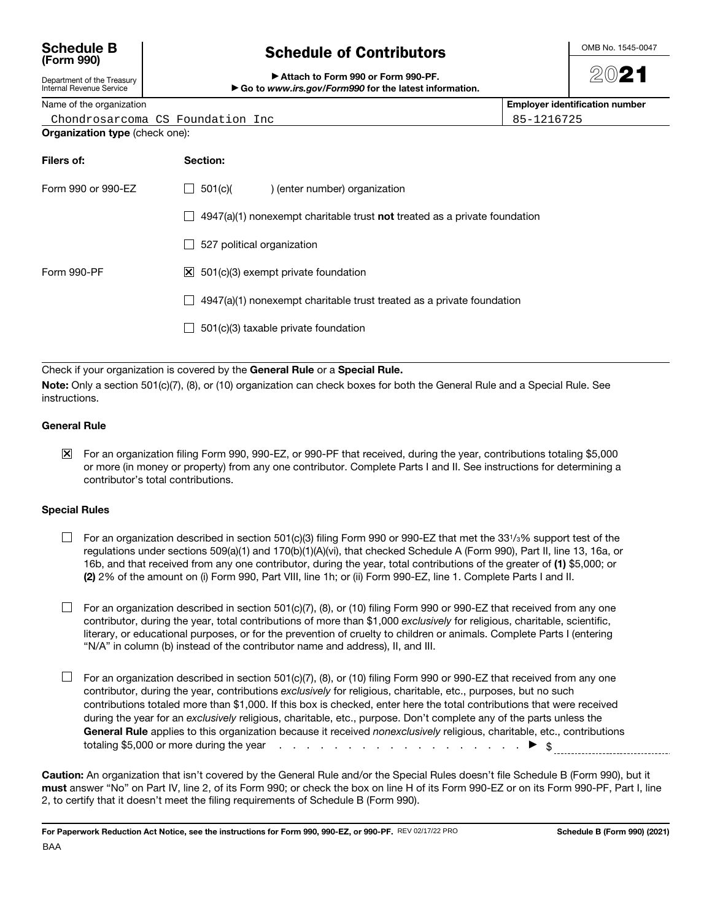**Schedule B (Form 990)**

Department of the Treasury
Internal Revenue Service

# Schedule of Contributors

▶ Attach to Form 990 or Form 990-PF.
▶ Go to *www.irs.gov/Form990* for the latest information.

OMB No. 1545-0047

2021

| Name of the organization | Employer identification number |
|---|---|
| Chondrosarcoma CS Foundation Inc | 85-1216725 |

**Organization type** (check one):

| **Filers of:** | **Section:** |
|---|---|
| Form 990 or 990-EZ | ☐ 501(c)(   ) (enter number) organization |
| | ☐ 4947(a)(1) nonexempt charitable trust **not** treated as a private foundation |
| | ☐ 527 political organization |
| Form 990-PF | ☒ 501(c)(3) exempt private foundation |
| | ☐ 4947(a)(1) nonexempt charitable trust treated as a private foundation |
| | ☐ 501(c)(3) taxable private foundation |

Check if your organization is covered by the **General Rule** or a **Special Rule.**

**Note:** Only a section 501(c)(7), (8), or (10) organization can check boxes for both the General Rule and a Special Rule. See instructions.

### General Rule

☒ For an organization filing Form 990, 990-EZ, or 990-PF that received, during the year, contributions totaling $5,000 or more (in money or property) from any one contributor. Complete Parts I and II. See instructions for determining a contributor's total contributions.

### Special Rules

☐ For an organization described in section 501(c)(3) filing Form 990 or 990-EZ that met the 33 1/3% support test of the regulations under sections 509(a)(1) and 170(b)(1)(A)(vi), that checked Schedule A (Form 990), Part II, line 13, 16a, or 16b, and that received from any one contributor, during the year, total contributions of the greater of **(1)** $5,000; or **(2)** 2% of the amount on (i) Form 990, Part VIII, line 1h; or (ii) Form 990-EZ, line 1. Complete Parts I and II.

☐ For an organization described in section 501(c)(7), (8), or (10) filing Form 990 or 990-EZ that received from any one contributor, during the year, total contributions of more than $1,000 *exclusively* for religious, charitable, scientific, literary, or educational purposes, or for the prevention of cruelty to children or animals. Complete Parts I (entering "N/A" in column (b) instead of the contributor name and address), II, and III.

☐ For an organization described in section 501(c)(7), (8), or (10) filing Form 990 or 990-EZ that received from any one contributor, during the year, contributions *exclusively* for religious, charitable, etc., purposes, but no such contributions totaled more than $1,000. If this box is checked, enter here the total contributions that were received during the year for an *exclusively* religious, charitable, etc., purpose. Don't complete any of the parts unless the **General Rule** applies to this organization because it received *nonexclusively* religious, charitable, etc., contributions totaling $5,000 or more during the year . . . . . . . . . . . . . . . . . . . . . . ▶ $ ______

**Caution:** An organization that isn't covered by the General Rule and/or the Special Rules doesn't file Schedule B (Form 990), but it **must** answer "No" on Part IV, line 2, of its Form 990; or check the box on line H of its Form 990-EZ or on its Form 990-PF, Part I, line 2, to certify that it doesn't meet the filing requirements of Schedule B (Form 990).

**For Paperwork Reduction Act Notice, see the instructions for Form 990, 990-EZ, or 990-PF.** REV 02/17/22 PRO **Schedule B (Form 990) (2021)**

BAA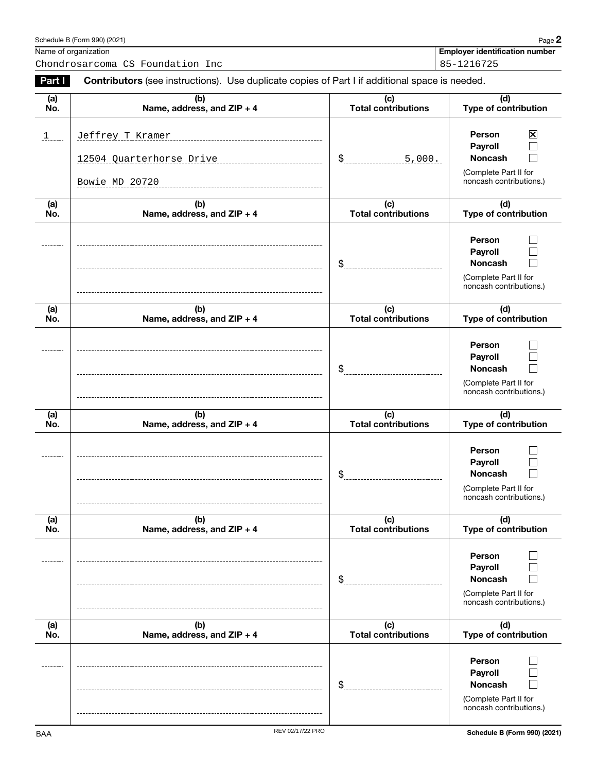Schedule B (Form 990) (2021) Page **2**

| Name of organization | Employer identification number |
|---|---|
| Chondrosarcoma CS Foundation Inc | 85-1216725 |

**Part I** **Contributors** (see instructions). Use duplicate copies of Part I if additional space is needed.

| (a) No. | (b) Name, address, and ZIP + 4 | (c) Total contributions | (d) Type of contribution |
|---|---|---|---|
| 1 | Jeffrey T Kramer<br>12504 Quarterhorse Drive<br>Bowie MD 20720 | $ 5,000. | Person ☒<br>Payroll ☐<br>Noncash ☐<br>(Complete Part II for noncash contributions.) |
| | | $ | Person ☐<br>Payroll ☐<br>Noncash ☐<br>(Complete Part II for noncash contributions.) |
| | | $ | Person ☐<br>Payroll ☐<br>Noncash ☐<br>(Complete Part II for noncash contributions.) |
| | | $ | Person ☐<br>Payroll ☐<br>Noncash ☐<br>(Complete Part II for noncash contributions.) |
| | | $ | Person ☐<br>Payroll ☐<br>Noncash ☐<br>(Complete Part II for noncash contributions.) |
| | | $ | Person ☐<br>Payroll ☐<br>Noncash ☐<br>(Complete Part II for noncash contributions.) |

BAA REV 02/17/22 PRO Schedule B (Form 990) (2021)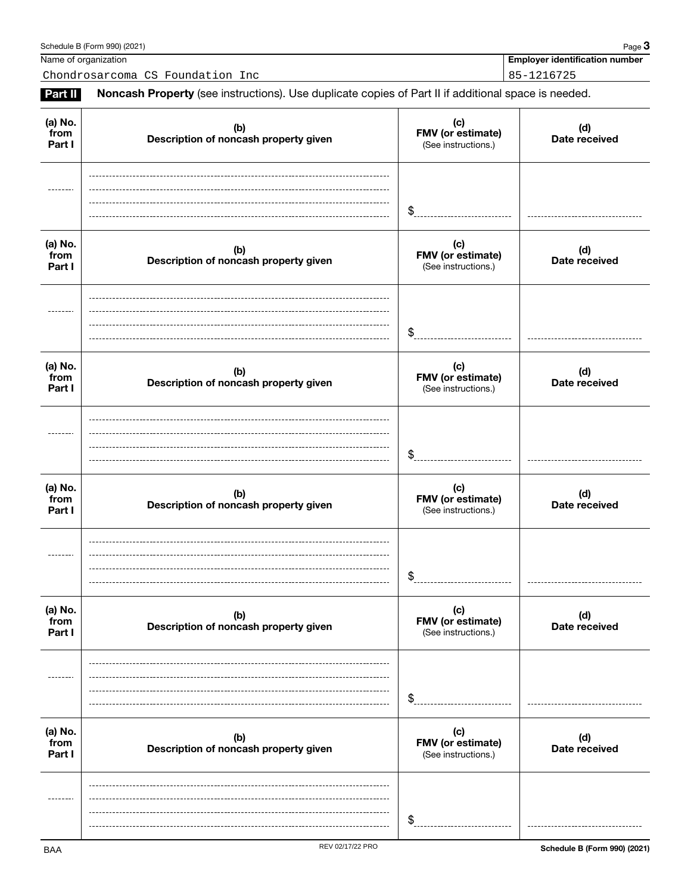Schedule B (Form 990) (2021) Page **3**

Name of organization: Chondrosarcoma CS Foundation Inc

**Employer identification number**: 85-1216725

**Part II** **Noncash Property** (see instructions). Use duplicate copies of Part II if additional space is needed.

| (a) No. from Part I | (b) Description of noncash property given | (c) FMV (or estimate) (See instructions.) | (d) Date received |
|---|---|---|---|
| | | $ | |

| (a) No. from Part I | (b) Description of noncash property given | (c) FMV (or estimate) (See instructions.) | (d) Date received |
|---|---|---|---|
| | | $ | |

| (a) No. from Part I | (b) Description of noncash property given | (c) FMV (or estimate) (See instructions.) | (d) Date received |
|---|---|---|---|
| | | $ | |

| (a) No. from Part I | (b) Description of noncash property given | (c) FMV (or estimate) (See instructions.) | (d) Date received |
|---|---|---|---|
| | | $ | |

| (a) No. from Part I | (b) Description of noncash property given | (c) FMV (or estimate) (See instructions.) | (d) Date received |
|---|---|---|---|
| | | $ | |

| (a) No. from Part I | (b) Description of noncash property given | (c) FMV (or estimate) (See instructions.) | (d) Date received |
|---|---|---|---|
| | | $ | |

BAA REV 02/17/22 PRO **Schedule B (Form 990) (2021)**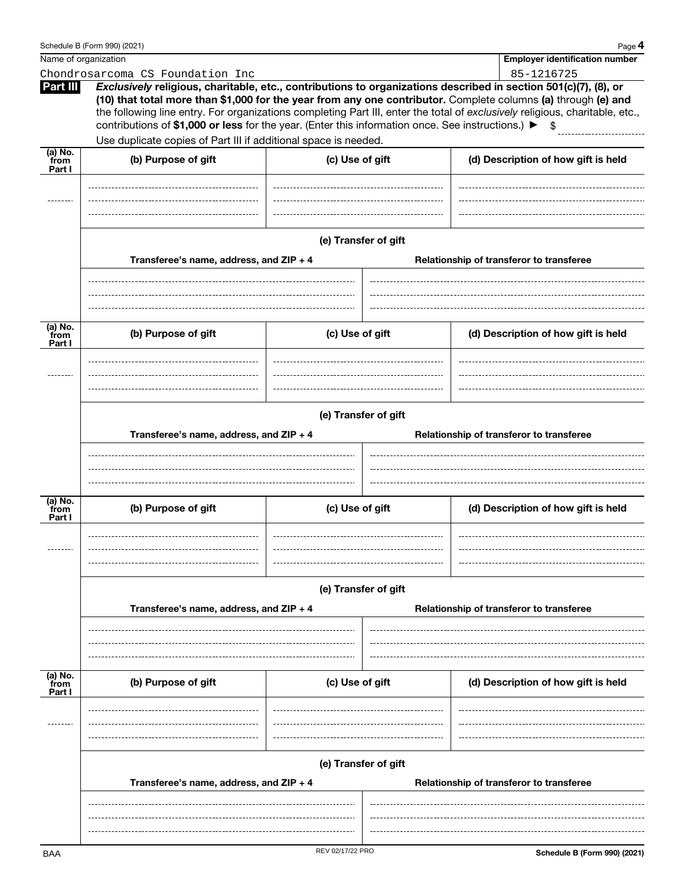Schedule B (Form 990) (2021) Page **4**

| Name of organization | Employer identification number |
|---|---|
| Chondrosarcoma CS Foundation Inc | 85-1216725 |

**Part III** ***Exclusively*** **religious, charitable, etc., contributions to organizations described in section 501(c)(7), (8), or (10) that total more than $1,000 for the year from any one contributor.** Complete columns **(a)** through **(e) and** the following line entry. For organizations completing Part III, enter the total of *exclusively* religious, charitable, etc., contributions of **$1,000 or less** for the year. (Enter this information once. See instructions.) ▶ $

Use duplicate copies of Part III if additional space is needed.

| (a) No. from Part I | (b) Purpose of gift | (c) Use of gift | (d) Description of how gift is held |
|---|---|---|---|
| | | | |

**(e) Transfer of gift**

| Transferee's name, address, and ZIP + 4 | Relationship of transferor to transferee |
|---|---|
| | |

| (a) No. from Part I | (b) Purpose of gift | (c) Use of gift | (d) Description of how gift is held |
|---|---|---|---|
| | | | |

**(e) Transfer of gift**

| Transferee's name, address, and ZIP + 4 | Relationship of transferor to transferee |
|---|---|
| | |

| (a) No. from Part I | (b) Purpose of gift | (c) Use of gift | (d) Description of how gift is held |
|---|---|---|---|
| | | | |

**(e) Transfer of gift**

| Transferee's name, address, and ZIP + 4 | Relationship of transferor to transferee |
|---|---|
| | |

| (a) No. from Part I | (b) Purpose of gift | (c) Use of gift | (d) Description of how gift is held |
|---|---|---|---|
| | | | |

**(e) Transfer of gift**

| Transferee's name, address, and ZIP + 4 | Relationship of transferor to transferee |
|---|---|
| | |

BAA REV 02/17/22 PRO **Schedule B (Form 990) (2021)**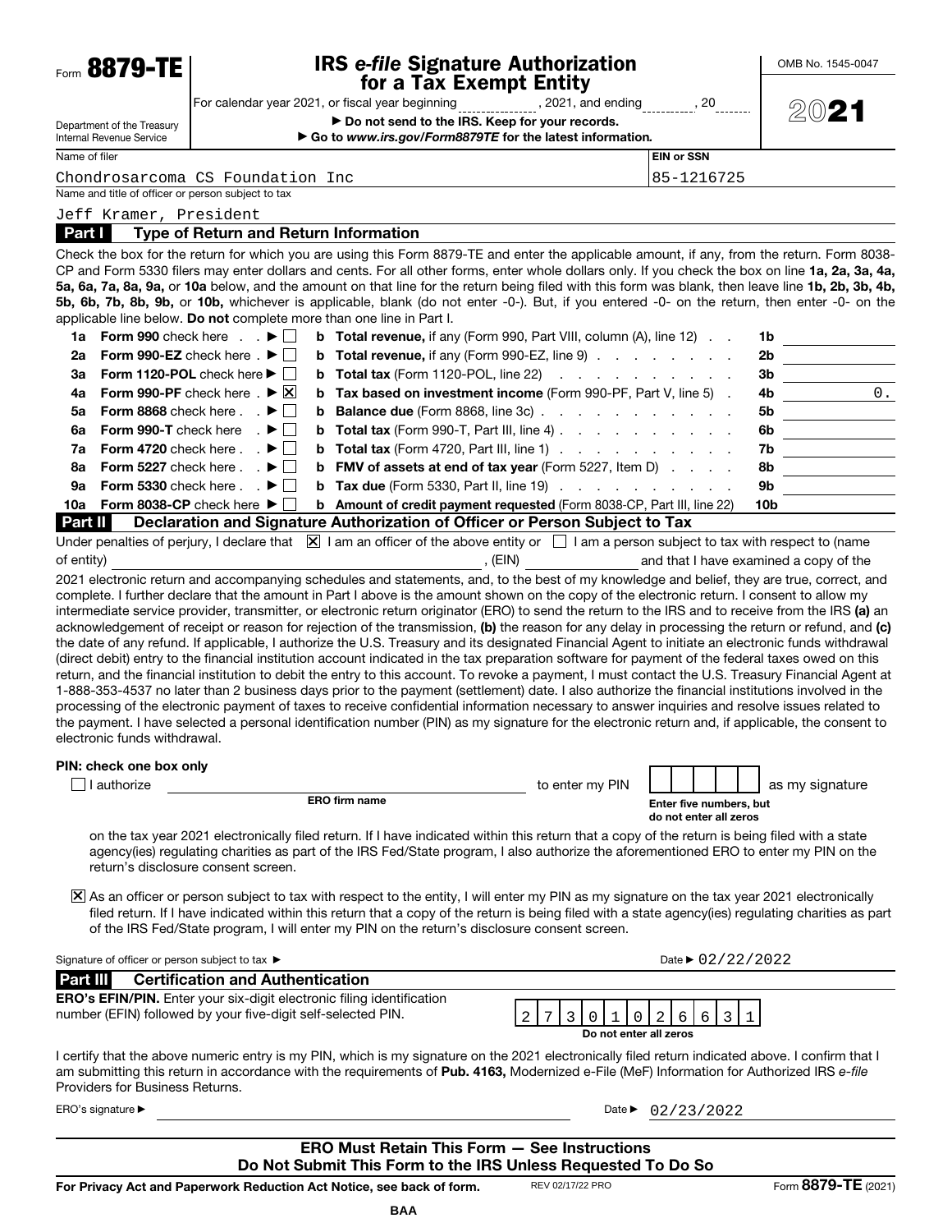Form **8879-TE**

# IRS *e-file* Signature Authorization for a Tax Exempt Entity

Department of the Treasury
Internal Revenue Service

For calendar year 2021, or fiscal year beginning __________, 2021, and ending __________, 20____

▶ **Do not send to the IRS. Keep for your records.**
▶ **Go to *www.irs.gov/Form8879TE* for the latest information.**

OMB No. 1545-0047

**2021**

| Name of filer | EIN or SSN |
|---|---|
| Chondrosarcoma CS Foundation Inc | 85-1216725 |

Name and title of officer or person subject to tax

Jeff Kramer, President

## Part I Type of Return and Return Information

Check the box for the return for which you are using this Form 8879-TE and enter the applicable amount, if any, from the return. Form 8038-CP and Form 5330 filers may enter dollars and cents. For all other forms, enter whole dollars only. If you check the box on line **1a, 2a, 3a, 4a, 5a, 6a, 7a, 8a, 9a,** or **10a** below, and the amount on that line for the return being filed with this form was blank, then leave line **1b, 2b, 3b, 4b, 5b, 6b, 7b, 8b, 9b,** or **10b,** whichever is applicable, blank (do not enter -0-). But, if you entered -0- on the return, then enter -0- on the applicable line below. **Do not** complete more than one line in Part I.

| | | | | |
|---|---|---|---|---|
| **1a** | **Form 990** check here ▶ ☐ | **b Total revenue,** if any (Form 990, Part VIII, column (A), line 12) | **1b** | |
| **2a** | **Form 990-EZ** check here ▶ ☐ | **b Total revenue,** if any (Form 990-EZ, line 9) | **2b** | |
| **3a** | **Form 1120-POL** check here ▶ ☐ | **b Total tax** (Form 1120-POL, line 22) | **3b** | |
| **4a** | **Form 990-PF** check here ▶ ☒ | **b Tax based on investment income** (Form 990-PF, Part V, line 5) | **4b** | 0. |
| **5a** | **Form 8868** check here ▶ ☐ | **b Balance due** (Form 8868, line 3c) | **5b** | |
| **6a** | **Form 990-T** check here ▶ ☐ | **b Total tax** (Form 990-T, Part III, line 4) | **6b** | |
| **7a** | **Form 4720** check here ▶ ☐ | **b Total tax** (Form 4720, Part III, line 1) | **7b** | |
| **8a** | **Form 5227** check here ▶ ☐ | **b FMV of assets at end of tax year** (Form 5227, Item D) | **8b** | |
| **9a** | **Form 5330** check here ▶ ☐ | **b Tax due** (Form 5330, Part II, line 19) | **9b** | |
| **10a** | **Form 8038-CP** check here ▶ ☐ | **b Amount of credit payment requested** (Form 8038-CP, Part III, line 22) | **10b** | |

## Part II Declaration and Signature Authorization of Officer or Person Subject to Tax

Under penalties of perjury, I declare that ☒ I am an officer of the above entity or ☐ I am a person subject to tax with respect to (name of entity) ______________________, (EIN) __________ and that I have examined a copy of the 2021 electronic return and accompanying schedules and statements, and, to the best of my knowledge and belief, they are true, correct, and complete. I further declare that the amount in Part I above is the amount shown on the copy of the electronic return. I consent to allow my intermediate service provider, transmitter, or electronic return originator (ERO) to send the return to the IRS and to receive from the IRS **(a)** an acknowledgement of receipt or reason for rejection of the transmission, **(b)** the reason for any delay in processing the return or refund, and **(c)** the date of any refund. If applicable, I authorize the U.S. Treasury and its designated Financial Agent to initiate an electronic funds withdrawal (direct debit) entry to the financial institution account indicated in the tax preparation software for payment of the federal taxes owed on this return, and the financial institution to debit the entry to this account. To revoke a payment, I must contact the U.S. Treasury Financial Agent at 1-888-353-4537 no later than 2 business days prior to the payment (settlement) date. I also authorize the financial institutions involved in the processing of the electronic payment of taxes to receive confidential information necessary to answer inquiries and resolve issues related to the payment. I have selected a personal identification number (PIN) as my signature for the electronic return and, if applicable, the consent to electronic funds withdrawal.

**PIN: check one box only**

☐ I authorize ______________________ to enter my PIN ☐☐☐☐☐ as my signature
**ERO firm name** — **Enter five numbers, but do not enter all zeros**

on the tax year 2021 electronically filed return. If I have indicated within this return that a copy of the return is being filed with a state agency(ies) regulating charities as part of the IRS Fed/State program, I also authorize the aforementioned ERO to enter my PIN on the return's disclosure consent screen.

☒ As an officer or person subject to tax with respect to the entity, I will enter my PIN as my signature on the tax year 2021 electronically filed return. If I have indicated within this return that a copy of the return is being filed with a state agency(ies) regulating charities as part of the IRS Fed/State program, I will enter my PIN on the return's disclosure consent screen.

Signature of officer or person subject to tax ▶ ______________________ Date ▶ 02/22/2022

## Part III Certification and Authentication

**ERO's EFIN/PIN.** Enter your six-digit electronic filing identification number (EFIN) followed by your five-digit self-selected PIN.

2 7 3 0 1 0 2 6 6 3 1
**Do not enter all zeros**

I certify that the above numeric entry is my PIN, which is my signature on the 2021 electronically filed return indicated above. I confirm that I am submitting this return in accordance with the requirements of **Pub. 4163,** Modernized e-File (MeF) Information for Authorized IRS *e-file* Providers for Business Returns.

ERO's signature ▶ ______________________ Date ▶ 02/23/2022

**ERO Must Retain This Form — See Instructions**
**Do Not Submit This Form to the IRS Unless Requested To Do So**

**For Privacy Act and Paperwork Reduction Act Notice, see back of form.** REV 02/17/22 PRO Form **8879-TE** (2021)

BAA